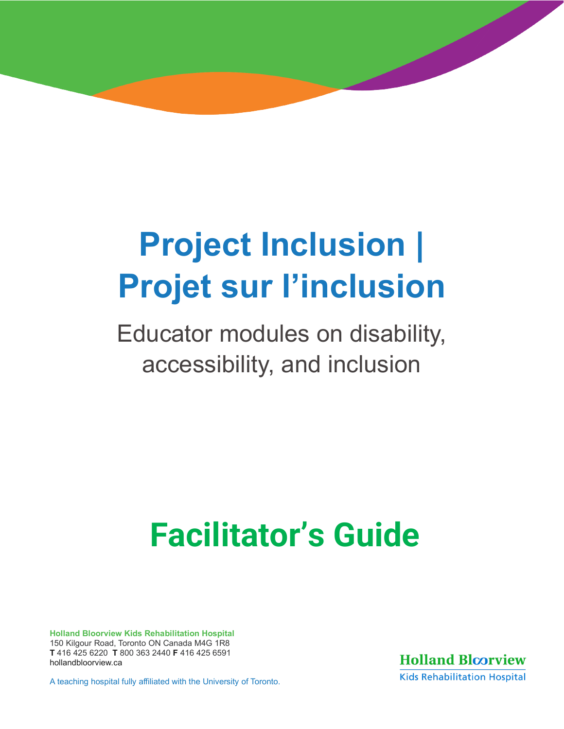# Project Inclusion | Projet sur l'inclusion

Educator modules on disability, accessibility, and inclusion

## Facilitator's Guide

**Holland Bloorview Kids Rehabilitation Hospital**
150 Kilgour Road, Toronto ON Canada M4G 1R8
**T** 416 425 6220 **T** 800 363 2440 **F** 416 425 6591
hollandbloorview.ca

A teaching hospital fully affiliated with the University of Toronto.

Holland Bloorview
Kids Rehabilitation Hospital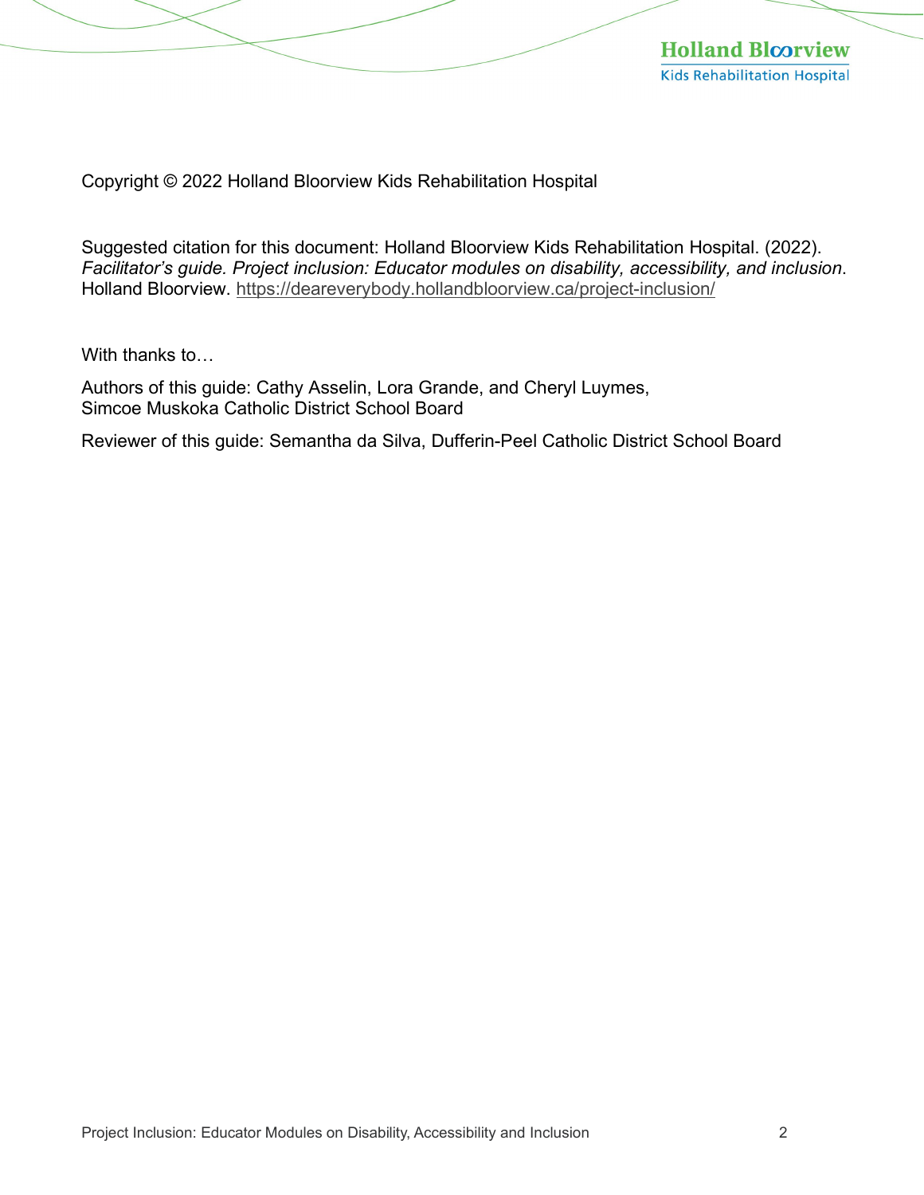Copyright © 2022 Holland Bloorview Kids Rehabilitation Hospital

Suggested citation for this document: Holland Bloorview Kids Rehabilitation Hospital. (2022). *Facilitator's guide. Project inclusion: Educator modules on disability, accessibility, and inclusion*. Holland Bloorview. https://deareverybody.hollandbloorview.ca/project-inclusion/

With thanks to…

Authors of this guide: Cathy Asselin, Lora Grande, and Cheryl Luymes,
Simcoe Muskoka Catholic District School Board

Reviewer of this guide: Semantha da Silva, Dufferin-Peel Catholic District School Board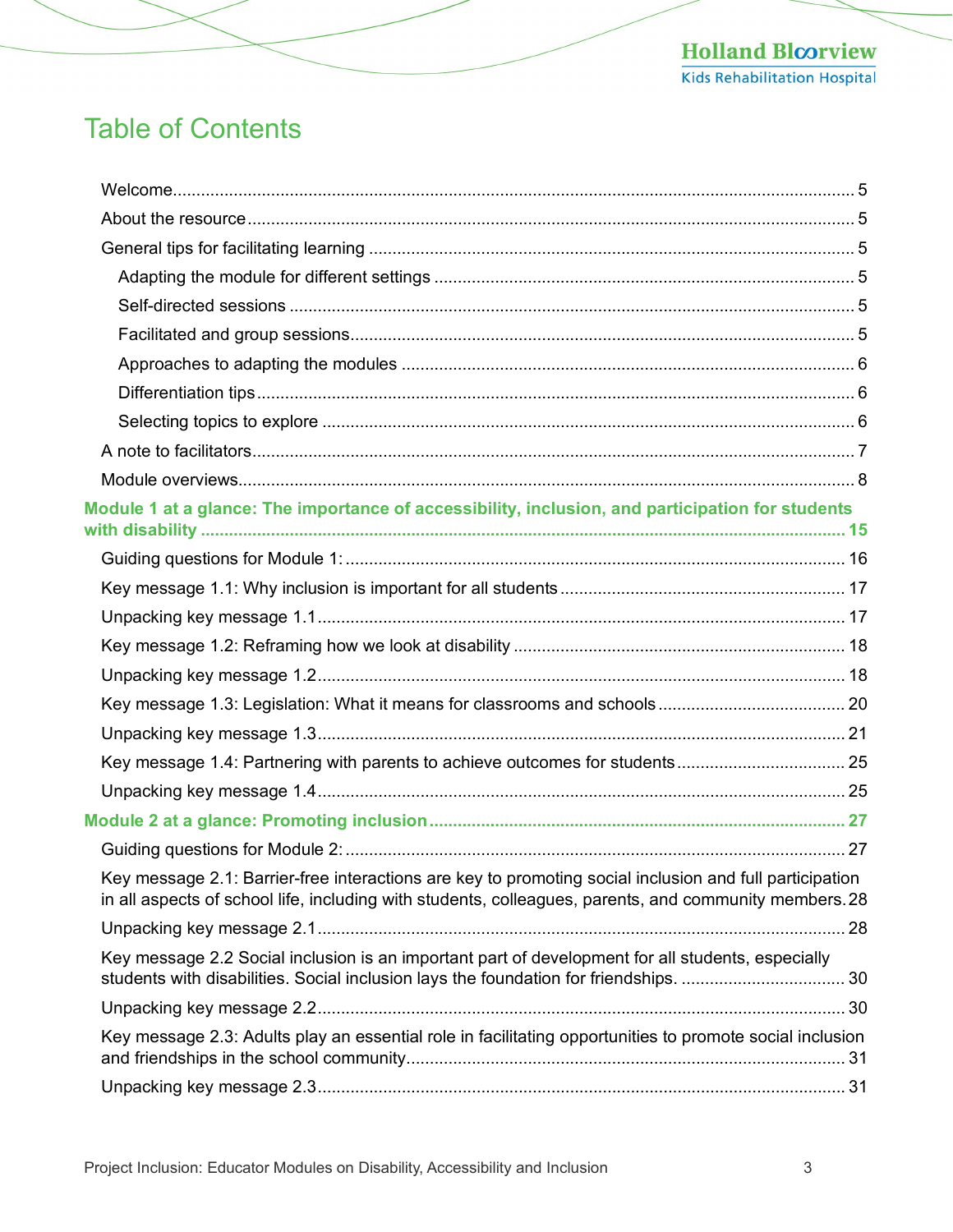# Table of Contents

- Welcome ... 5
- About the resource ... 5
- General tips for facilitating learning ... 5
  - Adapting the module for different settings ... 5
  - Self-directed sessions ... 5
  - Facilitated and group sessions ... 5
  - Approaches to adapting the modules ... 6
  - Differentiation tips ... 6
  - Selecting topics to explore ... 6
- A note to facilitators ... 7
- Module overviews ... 8

**Module 1 at a glance: The importance of accessibility, inclusion, and participation for students with disability ... 15**

- Guiding questions for Module 1: ... 16
- Key message 1.1: Why inclusion is important for all students ... 17
- Unpacking key message 1.1 ... 17
- Key message 1.2: Reframing how we look at disability ... 18
- Unpacking key message 1.2 ... 18
- Key message 1.3: Legislation: What it means for classrooms and schools ... 20
- Unpacking key message 1.3 ... 21
- Key message 1.4: Partnering with parents to achieve outcomes for students ... 25
- Unpacking key message 1.4 ... 25

**Module 2 at a glance: Promoting inclusion ... 27**

- Guiding questions for Module 2: ... 27
- Key message 2.1: Barrier-free interactions are key to promoting social inclusion and full participation in all aspects of school life, including with students, colleagues, parents, and community members. 28
- Unpacking key message 2.1 ... 28
- Key message 2.2 Social inclusion is an important part of development for all students, especially students with disabilities. Social inclusion lays the foundation for friendships. ... 30
- Unpacking key message 2.2 ... 30
- Key message 2.3: Adults play an essential role in facilitating opportunities to promote social inclusion and friendships in the school community ... 31
- Unpacking key message 2.3 ... 31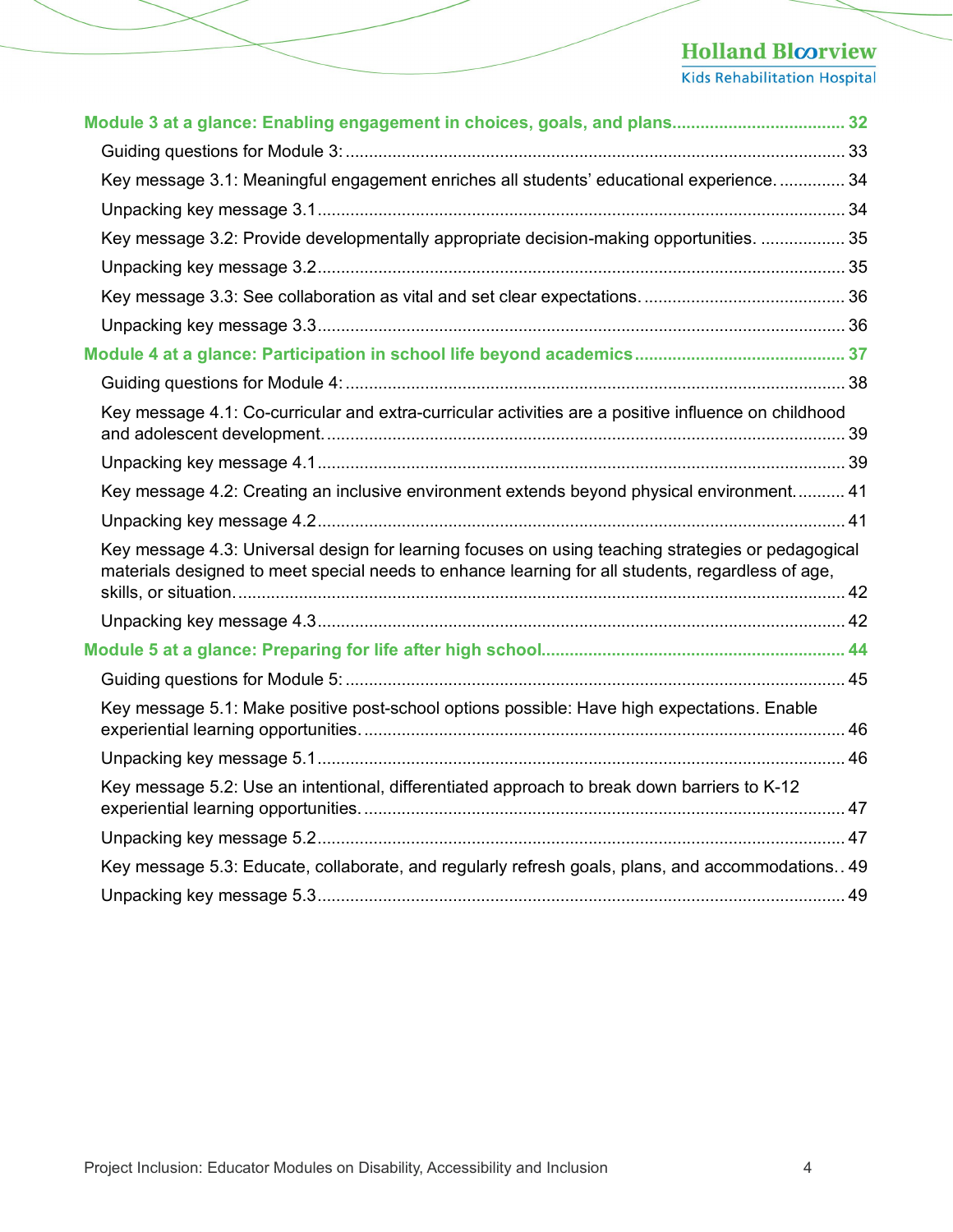**Module 3 at a glance: Enabling engagement in choices, goals, and plans .................................... 32**

- Guiding questions for Module 3: ........................................................................................................ 33
- Key message 3.1: Meaningful engagement enriches all students' educational experience. .............. 34
- Unpacking key message 3.1 ................................................................................................................ 34
- Key message 3.2: Provide developmentally appropriate decision-making opportunities. .................. 35
- Unpacking key message 3.2 ................................................................................................................ 35
- Key message 3.3: See collaboration as vital and set clear expectations. ........................................... 36
- Unpacking key message 3.3 ................................................................................................................ 36

**Module 4 at a glance: Participation in school life beyond academics ............................................ 37**

- Guiding questions for Module 4: ........................................................................................................ 38
- Key message 4.1: Co-curricular and extra-curricular activities are a positive influence on childhood and adolescent development. ................................................................................................................ 39
- Unpacking key message 4.1 ................................................................................................................ 39
- Key message 4.2: Creating an inclusive environment extends beyond physical environment. .......... 41
- Unpacking key message 4.2 ................................................................................................................ 41
- Key message 4.3: Universal design for learning focuses on using teaching strategies or pedagogical materials designed to meet special needs to enhance learning for all students, regardless of age, skills, or situation. .................................................................................................................................. 42
- Unpacking key message 4.3 ................................................................................................................ 42

**Module 5 at a glance: Preparing for life after high school ................................................................ 44**

- Guiding questions for Module 5: ........................................................................................................ 45
- Key message 5.1: Make positive post-school options possible: Have high expectations. Enable experiential learning opportunities. ....................................................................................................... 46
- Unpacking key message 5.1 ................................................................................................................ 46
- Key message 5.2: Use an intentional, differentiated approach to break down barriers to K-12 experiential learning opportunities. ....................................................................................................... 47
- Unpacking key message 5.2 ................................................................................................................ 47
- Key message 5.3: Educate, collaborate, and regularly refresh goals, plans, and accommodations .. 49
- Unpacking key message 5.3 ................................................................................................................ 49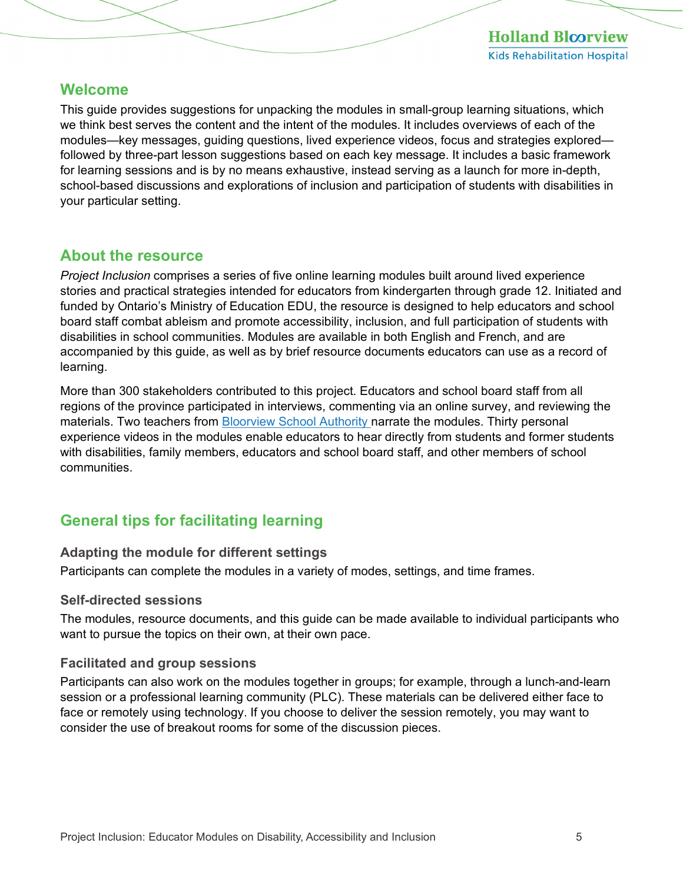## Welcome

This guide provides suggestions for unpacking the modules in small-group learning situations, which we think best serves the content and the intent of the modules. It includes overviews of each of the modules—key messages, guiding questions, lived experience videos, focus and strategies explored—followed by three-part lesson suggestions based on each key message. It includes a basic framework for learning sessions and is by no means exhaustive, instead serving as a launch for more in-depth, school-based discussions and explorations of inclusion and participation of students with disabilities in your particular setting.

## About the resource

*Project Inclusion* comprises a series of five online learning modules built around lived experience stories and practical strategies intended for educators from kindergarten through grade 12. Initiated and funded by Ontario's Ministry of Education EDU, the resource is designed to help educators and school board staff combat ableism and promote accessibility, inclusion, and full participation of students with disabilities in school communities. Modules are available in both English and French, and are accompanied by this guide, as well as by brief resource documents educators can use as a record of learning.

More than 300 stakeholders contributed to this project. Educators and school board staff from all regions of the province participated in interviews, commenting via an online survey, and reviewing the materials. Two teachers from Bloorview School Authority narrate the modules. Thirty personal experience videos in the modules enable educators to hear directly from students and former students with disabilities, family members, educators and school board staff, and other members of school communities.

## General tips for facilitating learning

### Adapting the module for different settings

Participants can complete the modules in a variety of modes, settings, and time frames.

### Self-directed sessions

The modules, resource documents, and this guide can be made available to individual participants who want to pursue the topics on their own, at their own pace.

### Facilitated and group sessions

Participants can also work on the modules together in groups; for example, through a lunch-and-learn session or a professional learning community (PLC). These materials can be delivered either face to face or remotely using technology. If you choose to deliver the session remotely, you may want to consider the use of breakout rooms for some of the discussion pieces.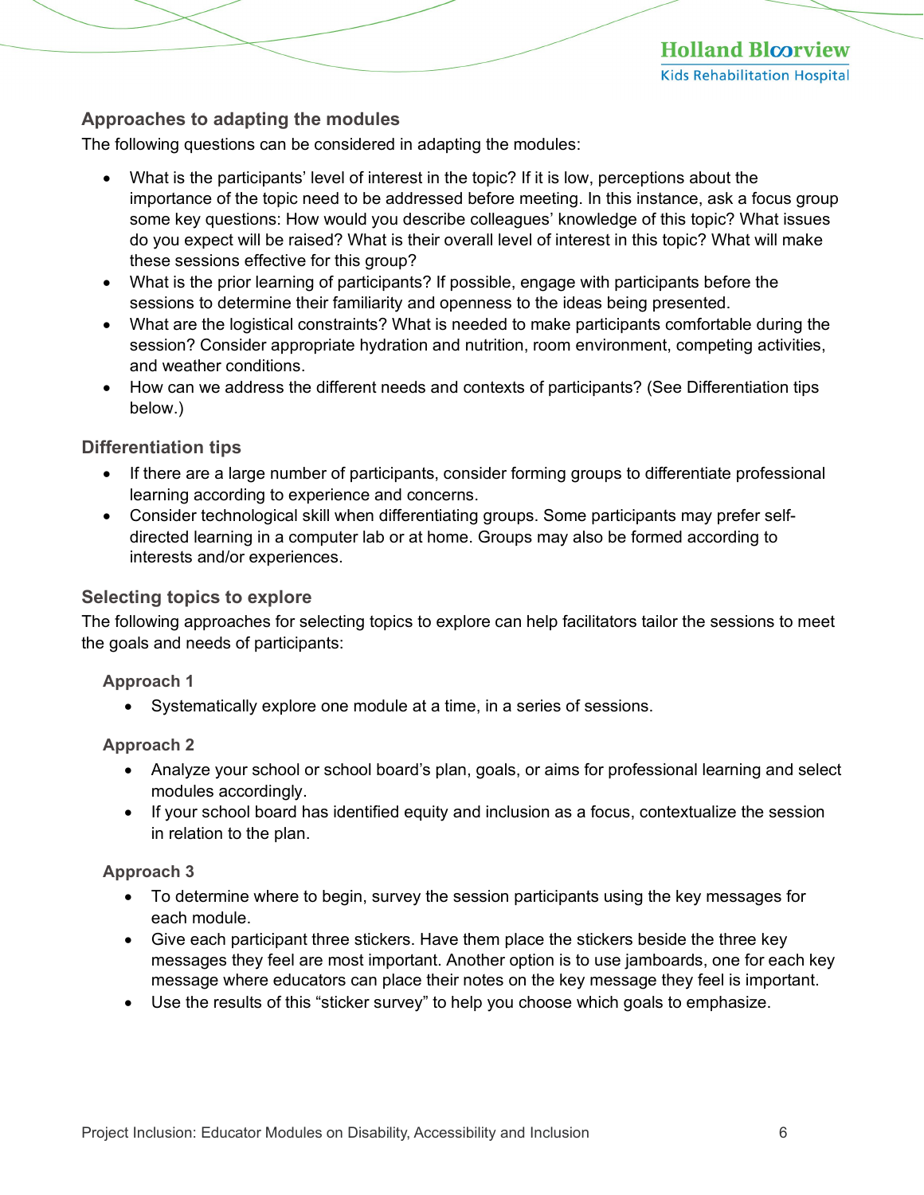## Approaches to adapting the modules

The following questions can be considered in adapting the modules:

- What is the participants' level of interest in the topic? If it is low, perceptions about the importance of the topic need to be addressed before meeting. In this instance, ask a focus group some key questions: How would you describe colleagues' knowledge of this topic? What issues do you expect will be raised? What is their overall level of interest in this topic? What will make these sessions effective for this group?
- What is the prior learning of participants? If possible, engage with participants before the sessions to determine their familiarity and openness to the ideas being presented.
- What are the logistical constraints? What is needed to make participants comfortable during the session? Consider appropriate hydration and nutrition, room environment, competing activities, and weather conditions.
- How can we address the different needs and contexts of participants? (See Differentiation tips below.)

### Differentiation tips

- If there are a large number of participants, consider forming groups to differentiate professional learning according to experience and concerns.
- Consider technological skill when differentiating groups. Some participants may prefer self-directed learning in a computer lab or at home. Groups may also be formed according to interests and/or experiences.

### Selecting topics to explore

The following approaches for selecting topics to explore can help facilitators tailor the sessions to meet the goals and needs of participants:

#### Approach 1

- Systematically explore one module at a time, in a series of sessions.

#### Approach 2

- Analyze your school or school board's plan, goals, or aims for professional learning and select modules accordingly.
- If your school board has identified equity and inclusion as a focus, contextualize the session in relation to the plan.

#### Approach 3

- To determine where to begin, survey the session participants using the key messages for each module.
- Give each participant three stickers. Have them place the stickers beside the three key messages they feel are most important. Another option is to use jamboards, one for each key message where educators can place their notes on the key message they feel is important.
- Use the results of this "sticker survey" to help you choose which goals to emphasize.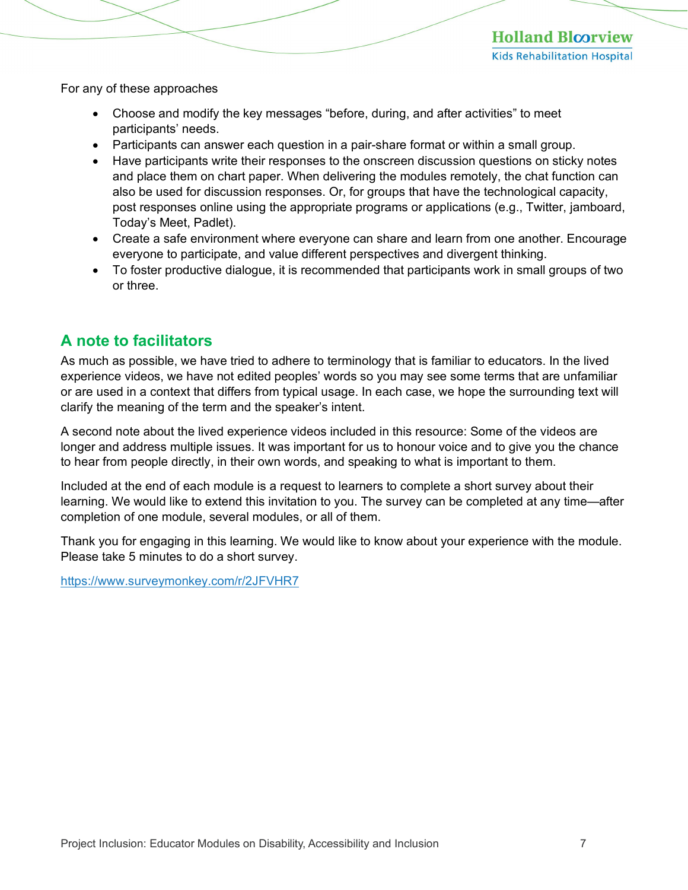For any of these approaches

- Choose and modify the key messages “before, during, and after activities” to meet participants’ needs.
- Participants can answer each question in a pair-share format or within a small group.
- Have participants write their responses to the onscreen discussion questions on sticky notes and place them on chart paper. When delivering the modules remotely, the chat function can also be used for discussion responses. Or, for groups that have the technological capacity, post responses online using the appropriate programs or applications (e.g., Twitter, jamboard, Today’s Meet, Padlet).
- Create a safe environment where everyone can share and learn from one another. Encourage everyone to participate, and value different perspectives and divergent thinking.
- To foster productive dialogue, it is recommended that participants work in small groups of two or three.

## A note to facilitators

As much as possible, we have tried to adhere to terminology that is familiar to educators. In the lived experience videos, we have not edited peoples’ words so you may see some terms that are unfamiliar or are used in a context that differs from typical usage. In each case, we hope the surrounding text will clarify the meaning of the term and the speaker’s intent.

A second note about the lived experience videos included in this resource: Some of the videos are longer and address multiple issues. It was important for us to honour voice and to give you the chance to hear from people directly, in their own words, and speaking to what is important to them.

Included at the end of each module is a request to learners to complete a short survey about their learning. We would like to extend this invitation to you. The survey can be completed at any time—after completion of one module, several modules, or all of them.

Thank you for engaging in this learning. We would like to know about your experience with the module. Please take 5 minutes to do a short survey.

https://www.surveymonkey.com/r/2JFVHR7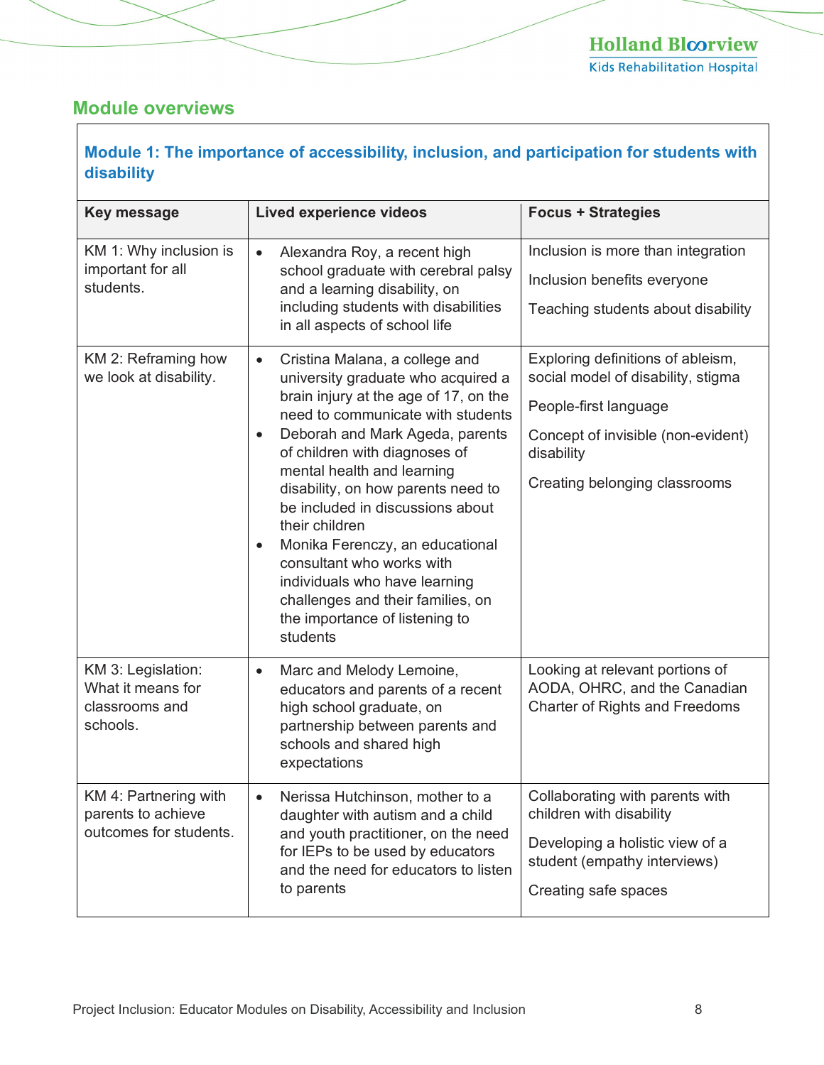## Module overviews

| Module 1: The importance of accessibility, inclusion, and participation for students with disability | | |
|---|---|---|
| **Key message** | **Lived experience videos** | **Focus + Strategies** |
| KM 1: Why inclusion is important for all students. | • Alexandra Roy, a recent high school graduate with cerebral palsy and a learning disability, on including students with disabilities in all aspects of school life | Inclusion is more than integration<br><br>Inclusion benefits everyone<br><br>Teaching students about disability |
| KM 2: Reframing how we look at disability. | • Cristina Malana, a college and university graduate who acquired a brain injury at the age of 17, on the need to communicate with students<br>• Deborah and Mark Ageda, parents of children with diagnoses of mental health and learning disability, on how parents need to be included in discussions about their children<br>• Monika Ferenczy, an educational consultant who works with individuals who have learning challenges and their families, on the importance of listening to students | Exploring definitions of ableism, social model of disability, stigma<br><br>People-first language<br><br>Concept of invisible (non-evident) disability<br><br>Creating belonging classrooms |
| KM 3: Legislation: What it means for classrooms and schools. | • Marc and Melody Lemoine, educators and parents of a recent high school graduate, on partnership between parents and schools and shared high expectations | Looking at relevant portions of AODA, OHRC, and the Canadian Charter of Rights and Freedoms |
| KM 4: Partnering with parents to achieve outcomes for students. | • Nerissa Hutchinson, mother to a daughter with autism and a child and youth practitioner, on the need for IEPs to be used by educators and the need for educators to listen to parents | Collaborating with parents with children with disability<br><br>Developing a holistic view of a student (empathy interviews)<br><br>Creating safe spaces |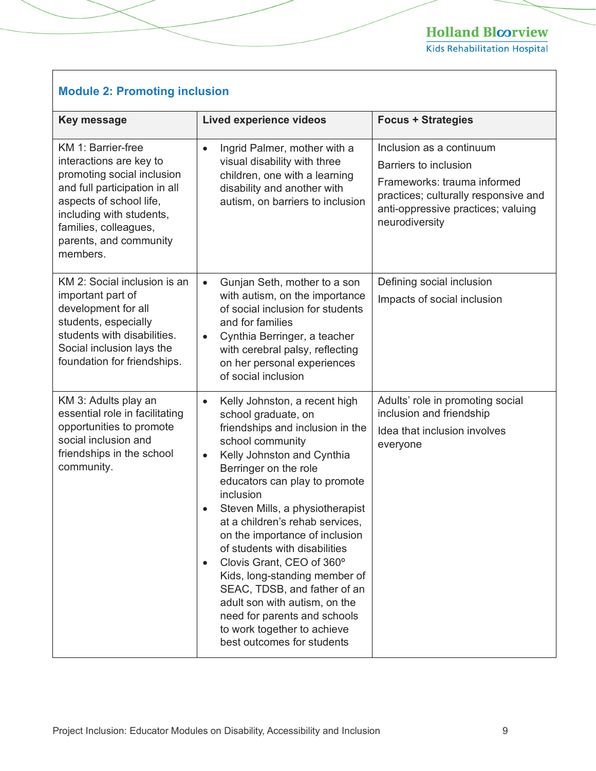## Module 2: Promoting inclusion

| Key message | Lived experience videos | Focus + Strategies |
|---|---|---|
| KM 1: Barrier-free interactions are key to promoting social inclusion and full participation in all aspects of school life, including with students, families, colleagues, parents, and community members. | • Ingrid Palmer, mother with a visual disability with three children, one with a learning disability and another with autism, on barriers to inclusion | Inclusion as a continuum<br>Barriers to inclusion<br>Frameworks: trauma informed practices; culturally responsive and anti-oppressive practices; valuing neurodiversity |
| KM 2: Social inclusion is an important part of development for all students, especially students with disabilities. Social inclusion lays the foundation for friendships. | • Gunjan Seth, mother to a son with autism, on the importance of social inclusion for students and for families<br>• Cynthia Berringer, a teacher with cerebral palsy, reflecting on her personal experiences of social inclusion | Defining social inclusion<br>Impacts of social inclusion |
| KM 3: Adults play an essential role in facilitating opportunities to promote social inclusion and friendships in the school community. | • Kelly Johnston, a recent high school graduate, on friendships and inclusion in the school community<br>• Kelly Johnston and Cynthia Berringer on the role educators can play to promote inclusion<br>• Steven Mills, a physiotherapist at a children's rehab services, on the importance of inclusion of students with disabilities<br>• Clovis Grant, CEO of 360º Kids, long-standing member of SEAC, TDSB, and father of an adult son with autism, on the need for parents and schools to work together to achieve best outcomes for students | Adults' role in promoting social inclusion and friendship<br>Idea that inclusion involves everyone |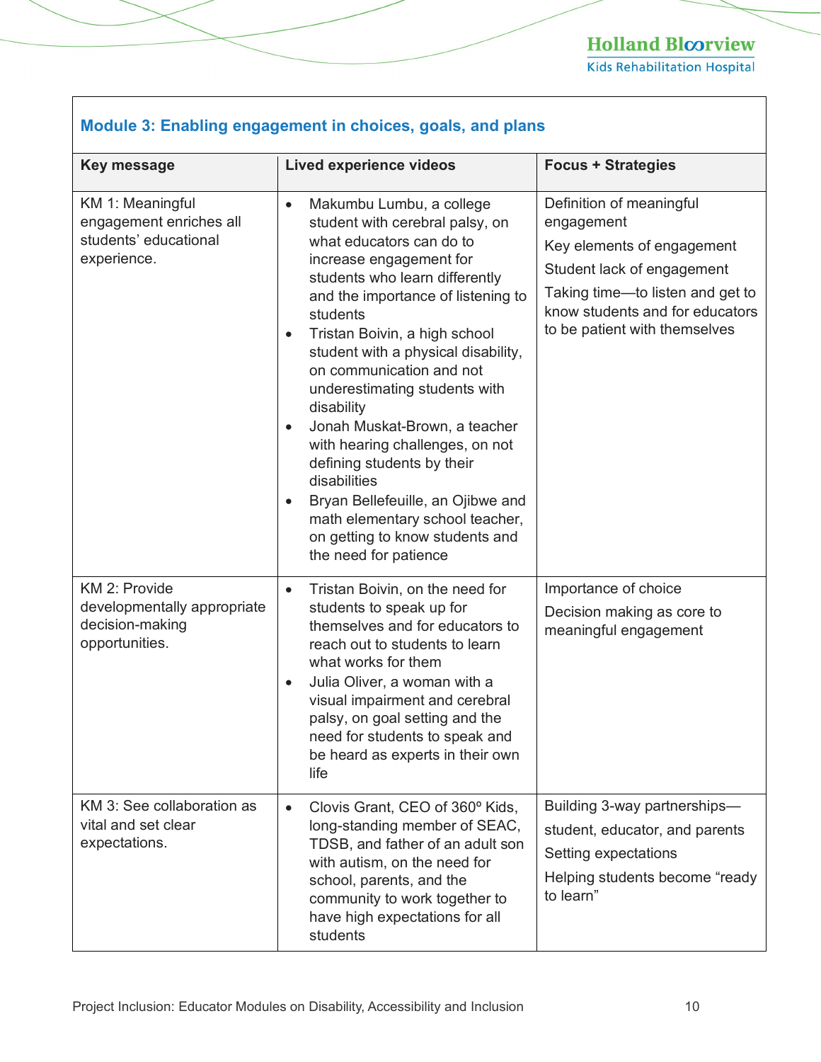## Module 3: Enabling engagement in choices, goals, and plans

| Key message | Lived experience videos | Focus + Strategies |
|---|---|---|
| KM 1: Meaningful engagement enriches all students' educational experience. | • Makumbu Lumbu, a college student with cerebral palsy, on what educators can do to increase engagement for students who learn differently and the importance of listening to students<br>• Tristan Boivin, a high school student with a physical disability, on communication and not underestimating students with disability<br>• Jonah Muskat-Brown, a teacher with hearing challenges, on not defining students by their disabilities<br>• Bryan Bellefeuille, an Ojibwe and math elementary school teacher, on getting to know students and the need for patience | Definition of meaningful engagement<br>Key elements of engagement<br>Student lack of engagement<br>Taking time—to listen and get to know students and for educators to be patient with themselves |
| KM 2: Provide developmentally appropriate decision-making opportunities. | • Tristan Boivin, on the need for students to speak up for themselves and for educators to reach out to students to learn what works for them<br>• Julia Oliver, a woman with a visual impairment and cerebral palsy, on goal setting and the need for students to speak and be heard as experts in their own life | Importance of choice<br>Decision making as core to meaningful engagement |
| KM 3: See collaboration as vital and set clear expectations. | • Clovis Grant, CEO of 360º Kids, long-standing member of SEAC, TDSB, and father of an adult son with autism, on the need for school, parents, and the community to work together to have high expectations for all students | Building 3-way partnerships—<br>student, educator, and parents<br>Setting expectations<br>Helping students become "ready to learn" |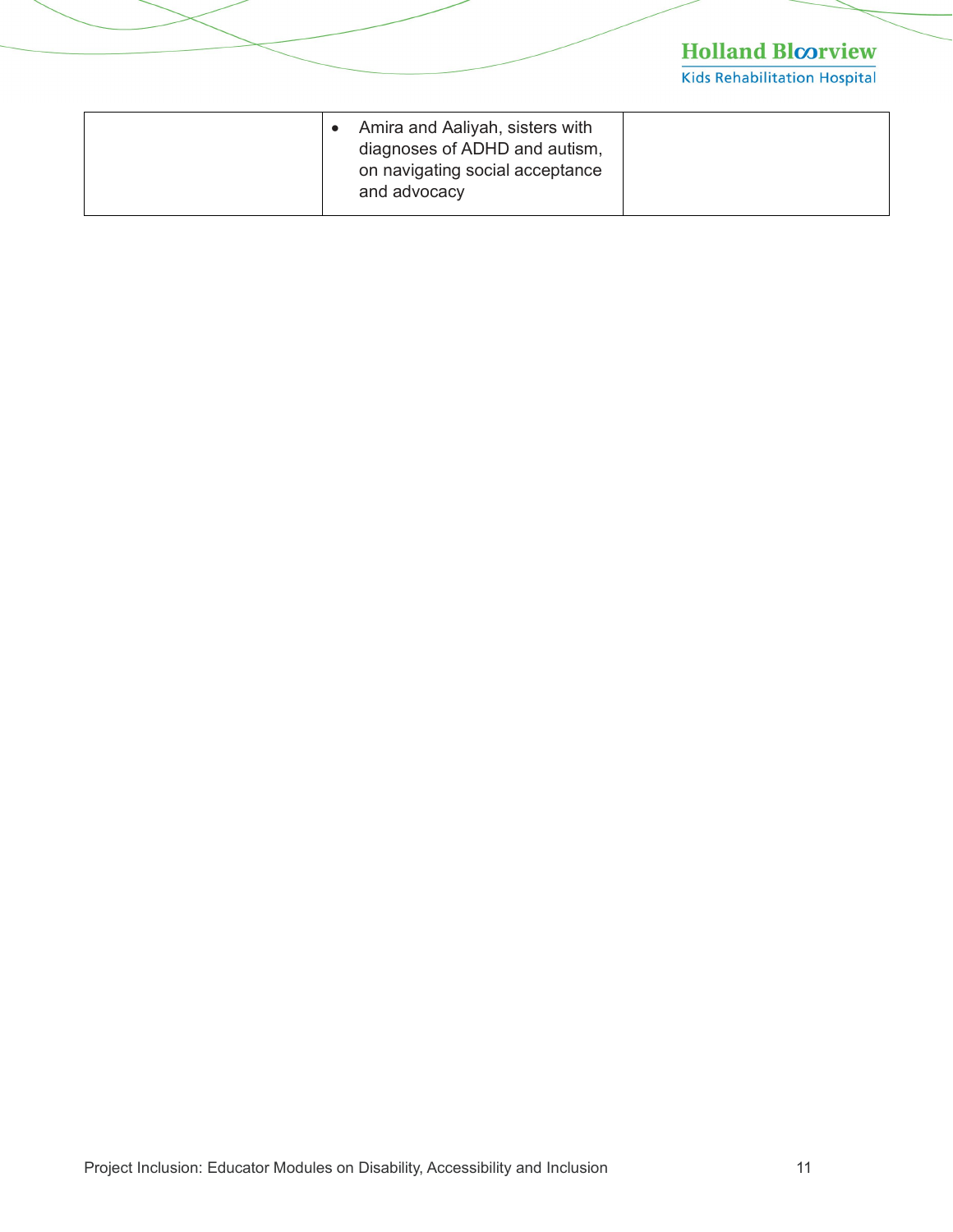| | | |
|---|---|---|
| | • Amira and Aaliyah, sisters with diagnoses of ADHD and autism, on navigating social acceptance and advocacy | |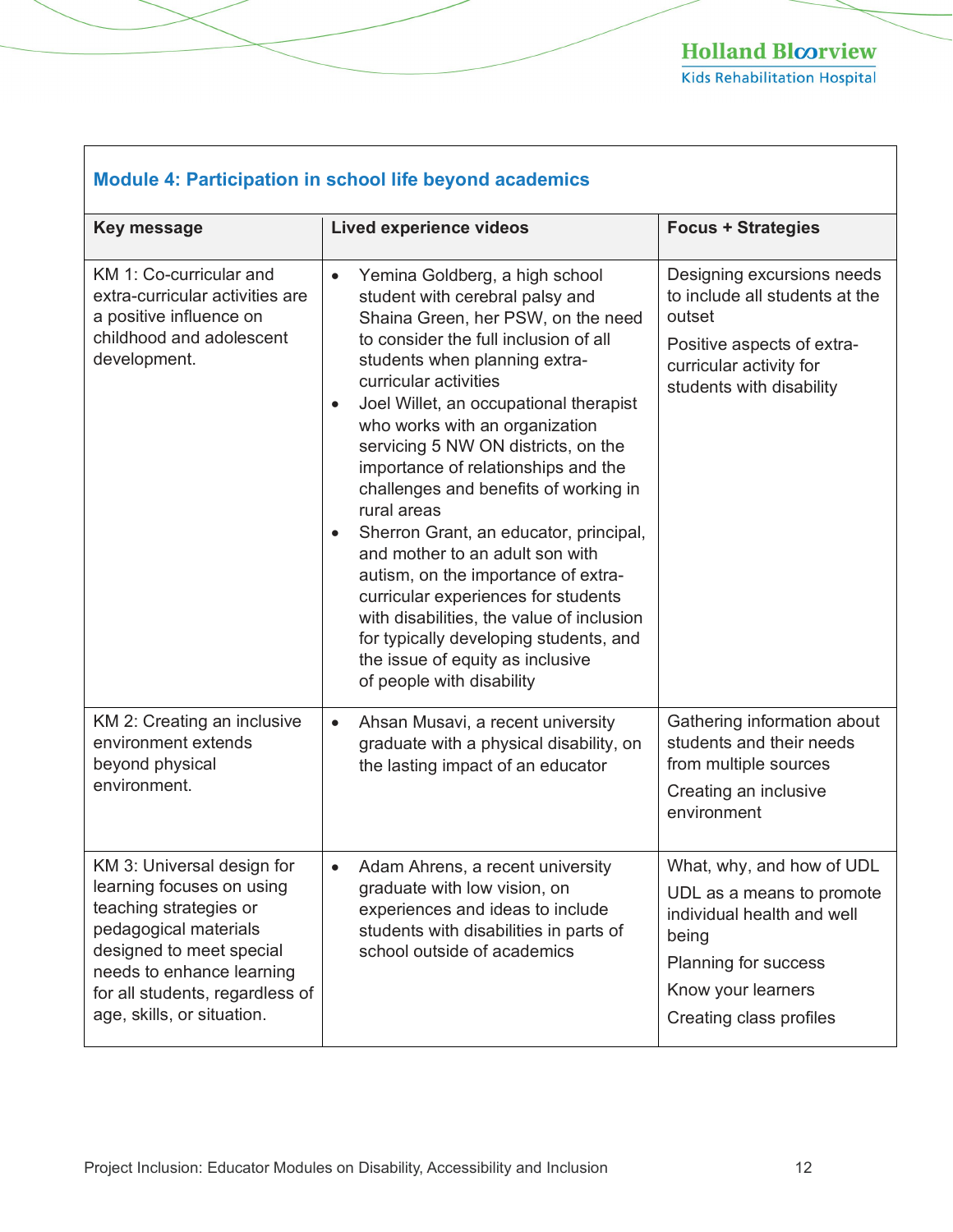| Module 4: Participation in school life beyond academics | | |
|---|---|---|
| **Key message** | **Lived experience videos** | **Focus + Strategies** |
| KM 1: Co-curricular and extra-curricular activities are a positive influence on childhood and adolescent development. | • Yemina Goldberg, a high school student with cerebral palsy and Shaina Green, her PSW, on the need to consider the full inclusion of all students when planning extra-curricular activities<br>• Joel Willet, an occupational therapist who works with an organization servicing 5 NW ON districts, on the importance of relationships and the challenges and benefits of working in rural areas<br>• Sherron Grant, an educator, principal, and mother to an adult son with autism, on the importance of extra-curricular experiences for students with disabilities, the value of inclusion for typically developing students, and the issue of equity as inclusive of people with disability | Designing excursions needs to include all students at the outset<br><br>Positive aspects of extra-curricular activity for students with disability |
| KM 2: Creating an inclusive environment extends beyond physical environment. | • Ahsan Musavi, a recent university graduate with a physical disability, on the lasting impact of an educator | Gathering information about students and their needs from multiple sources<br><br>Creating an inclusive environment |
| KM 3: Universal design for learning focuses on using teaching strategies or pedagogical materials designed to meet special needs to enhance learning for all students, regardless of age, skills, or situation. | • Adam Ahrens, a recent university graduate with low vision, on experiences and ideas to include students with disabilities in parts of school outside of academics | What, why, and how of UDL<br><br>UDL as a means to promote individual health and well being<br><br>Planning for success<br><br>Know your learners<br><br>Creating class profiles |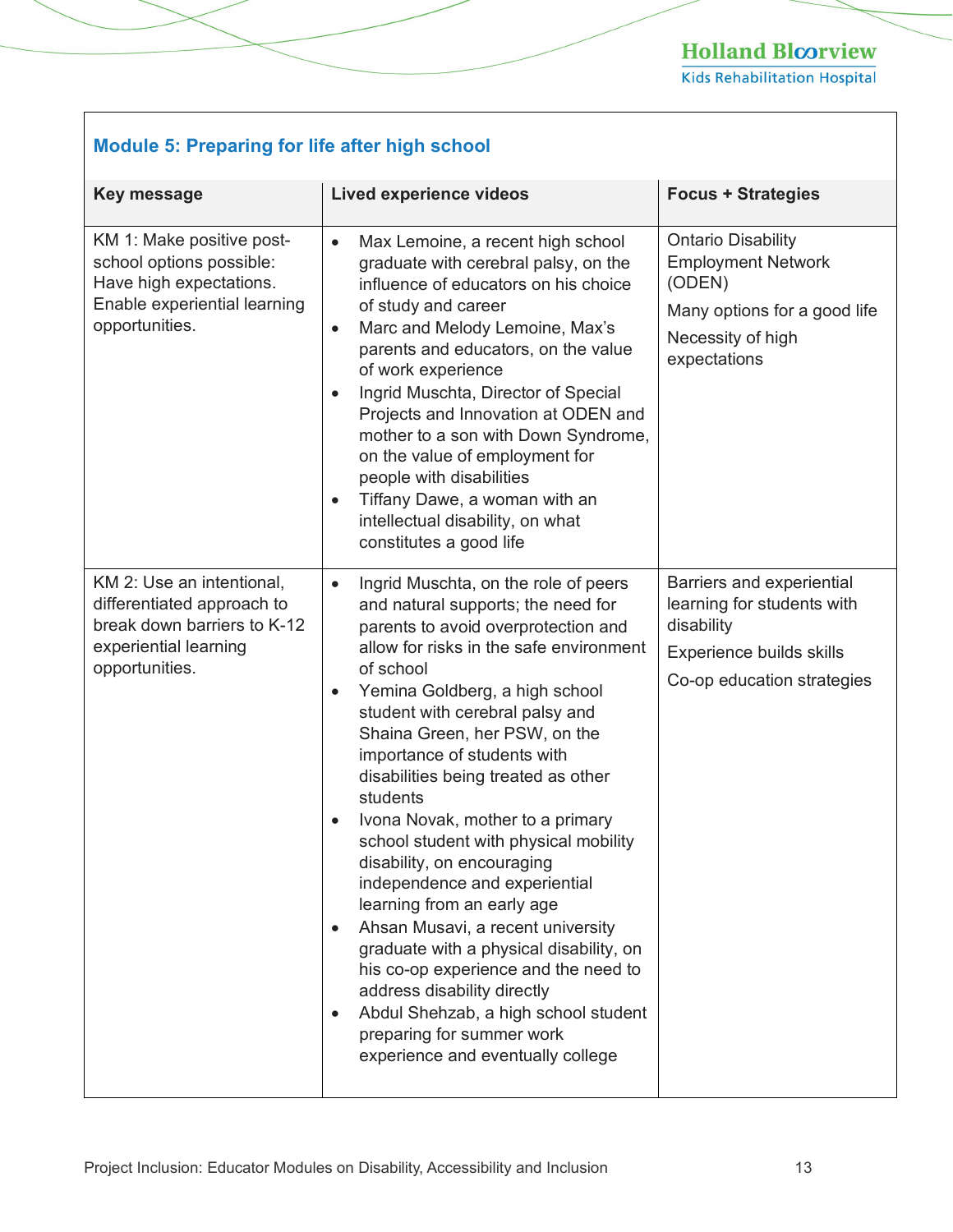### Module 5: Preparing for life after high school

| Key message | Lived experience videos | Focus + Strategies |
|---|---|---|
| KM 1: Make positive post-school options possible: Have high expectations. Enable experiential learning opportunities. | • Max Lemoine, a recent high school graduate with cerebral palsy, on the influence of educators on his choice of study and career<br>• Marc and Melody Lemoine, Max's parents and educators, on the value of work experience<br>• Ingrid Muschta, Director of Special Projects and Innovation at ODEN and mother to a son with Down Syndrome, on the value of employment for people with disabilities<br>• Tiffany Dawe, a woman with an intellectual disability, on what constitutes a good life | Ontario Disability Employment Network (ODEN)<br><br>Many options for a good life<br><br>Necessity of high expectations |
| KM 2: Use an intentional, differentiated approach to break down barriers to K-12 experiential learning opportunities. | • Ingrid Muschta, on the role of peers and natural supports; the need for parents to avoid overprotection and allow for risks in the safe environment of school<br>• Yemina Goldberg, a high school student with cerebral palsy and Shaina Green, her PSW, on the importance of students with disabilities being treated as other students<br>• Ivona Novak, mother to a primary school student with physical mobility disability, on encouraging independence and experiential learning from an early age<br>• Ahsan Musavi, a recent university graduate with a physical disability, on his co-op experience and the need to address disability directly<br>• Abdul Shehzab, a high school student preparing for summer work experience and eventually college | Barriers and experiential learning for students with disability<br><br>Experience builds skills<br><br>Co-op education strategies |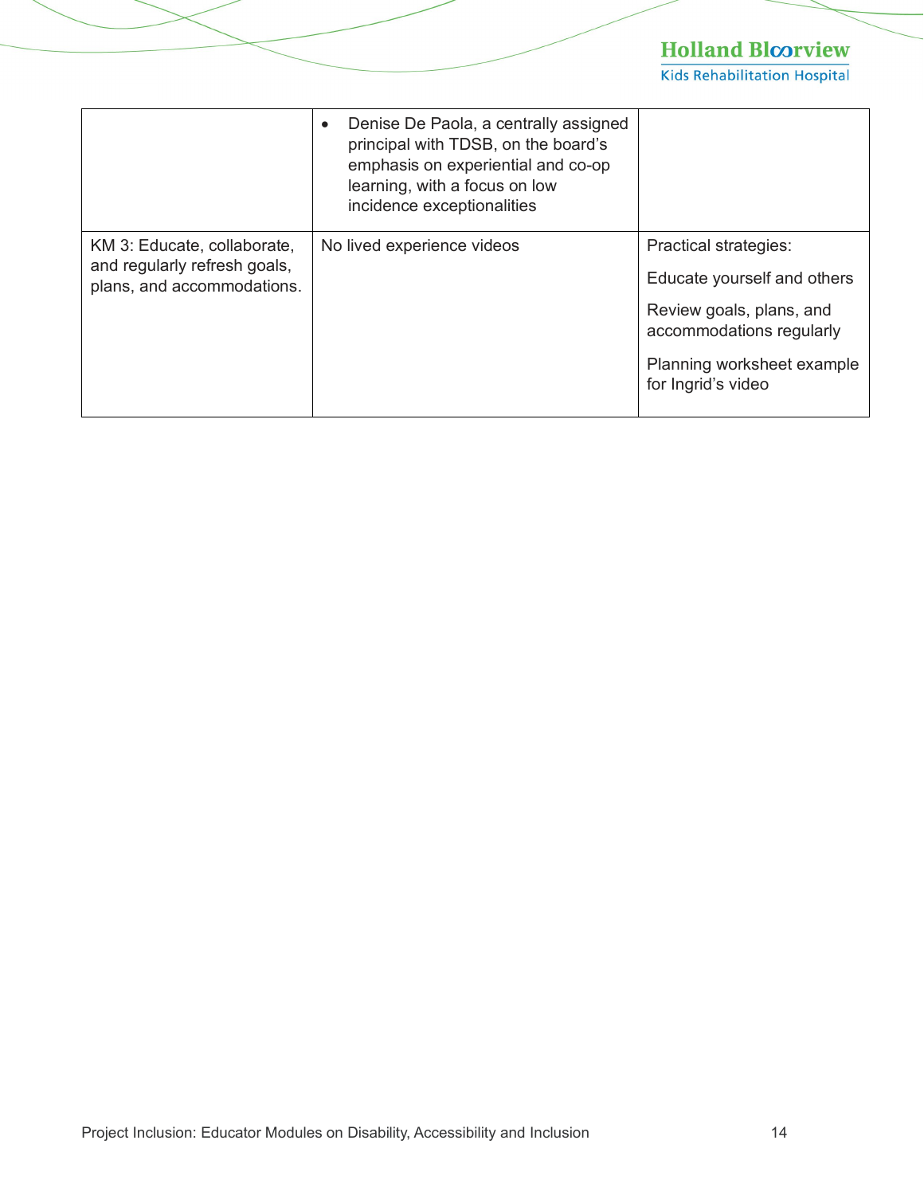| | | |
|---|---|---|
| | • Denise De Paola, a centrally assigned principal with TDSB, on the board's emphasis on experiential and co-op learning, with a focus on low incidence exceptionalities | |
| KM 3: Educate, collaborate, and regularly refresh goals, plans, and accommodations. | No lived experience videos | Practical strategies:<br><br>Educate yourself and others<br><br>Review goals, plans, and accommodations regularly<br><br>Planning worksheet example for Ingrid's video |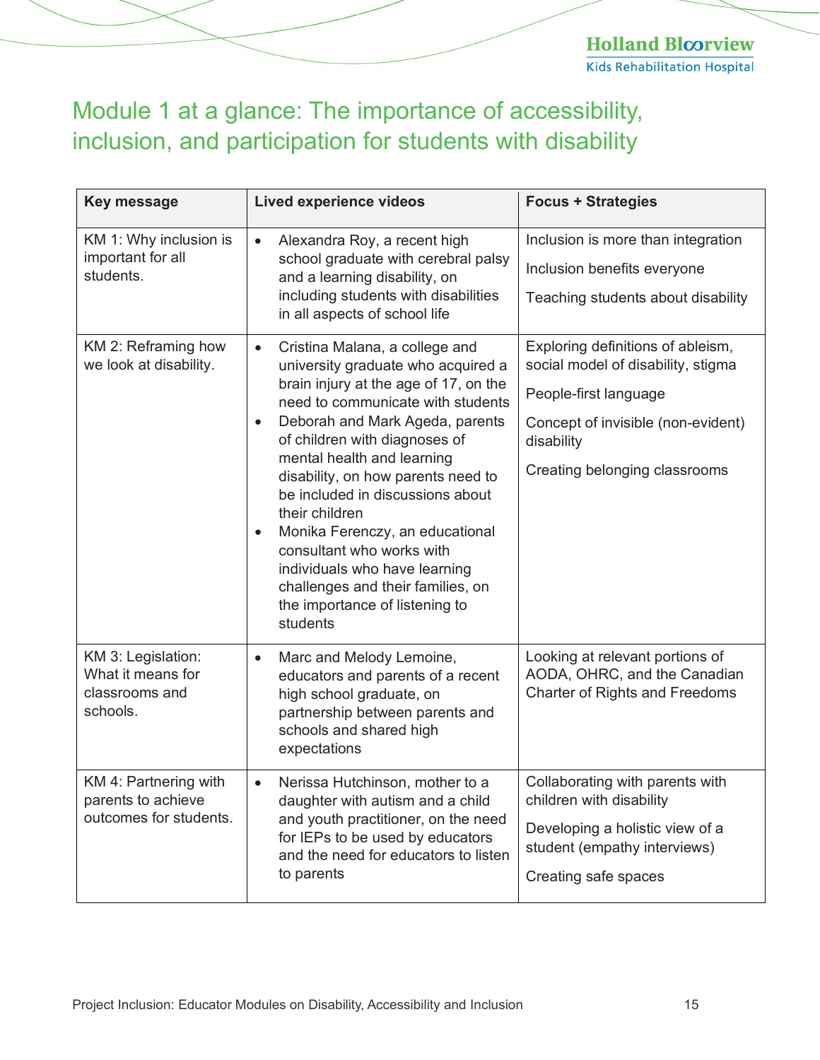# Module 1 at a glance: The importance of accessibility, inclusion, and participation for students with disability

| Key message | Lived experience videos | Focus + Strategies |
|---|---|---|
| KM 1: Why inclusion is important for all students. | • Alexandra Roy, a recent high school graduate with cerebral palsy and a learning disability, on including students with disabilities in all aspects of school life | Inclusion is more than integration<br><br>Inclusion benefits everyone<br><br>Teaching students about disability |
| KM 2: Reframing how we look at disability. | • Cristina Malana, a college and university graduate who acquired a brain injury at the age of 17, on the need to communicate with students<br>• Deborah and Mark Ageda, parents of children with diagnoses of mental health and learning disability, on how parents need to be included in discussions about their children<br>• Monika Ferenczy, an educational consultant who works with individuals who have learning challenges and their families, on the importance of listening to students | Exploring definitions of ableism, social model of disability, stigma<br><br>People-first language<br><br>Concept of invisible (non-evident) disability<br><br>Creating belonging classrooms |
| KM 3: Legislation: What it means for classrooms and schools. | • Marc and Melody Lemoine, educators and parents of a recent high school graduate, on partnership between parents and schools and shared high expectations | Looking at relevant portions of AODA, OHRC, and the Canadian Charter of Rights and Freedoms |
| KM 4: Partnering with parents to achieve outcomes for students. | • Nerissa Hutchinson, mother to a daughter with autism and a child and youth practitioner, on the need for IEPs to be used by educators and the need for educators to listen to parents | Collaborating with parents with children with disability<br><br>Developing a holistic view of a student (empathy interviews)<br><br>Creating safe spaces |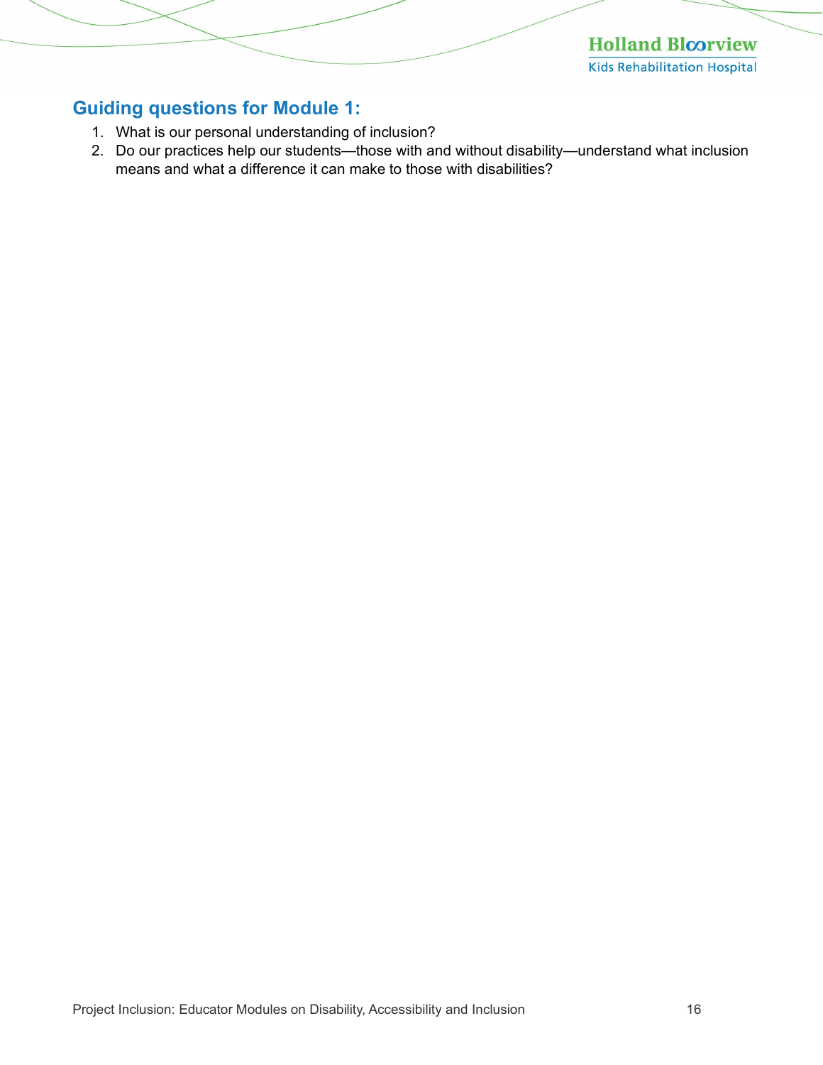## Guiding questions for Module 1:

1. What is our personal understanding of inclusion?
2. Do our practices help our students—those with and without disability—understand what inclusion means and what a difference it can make to those with disabilities?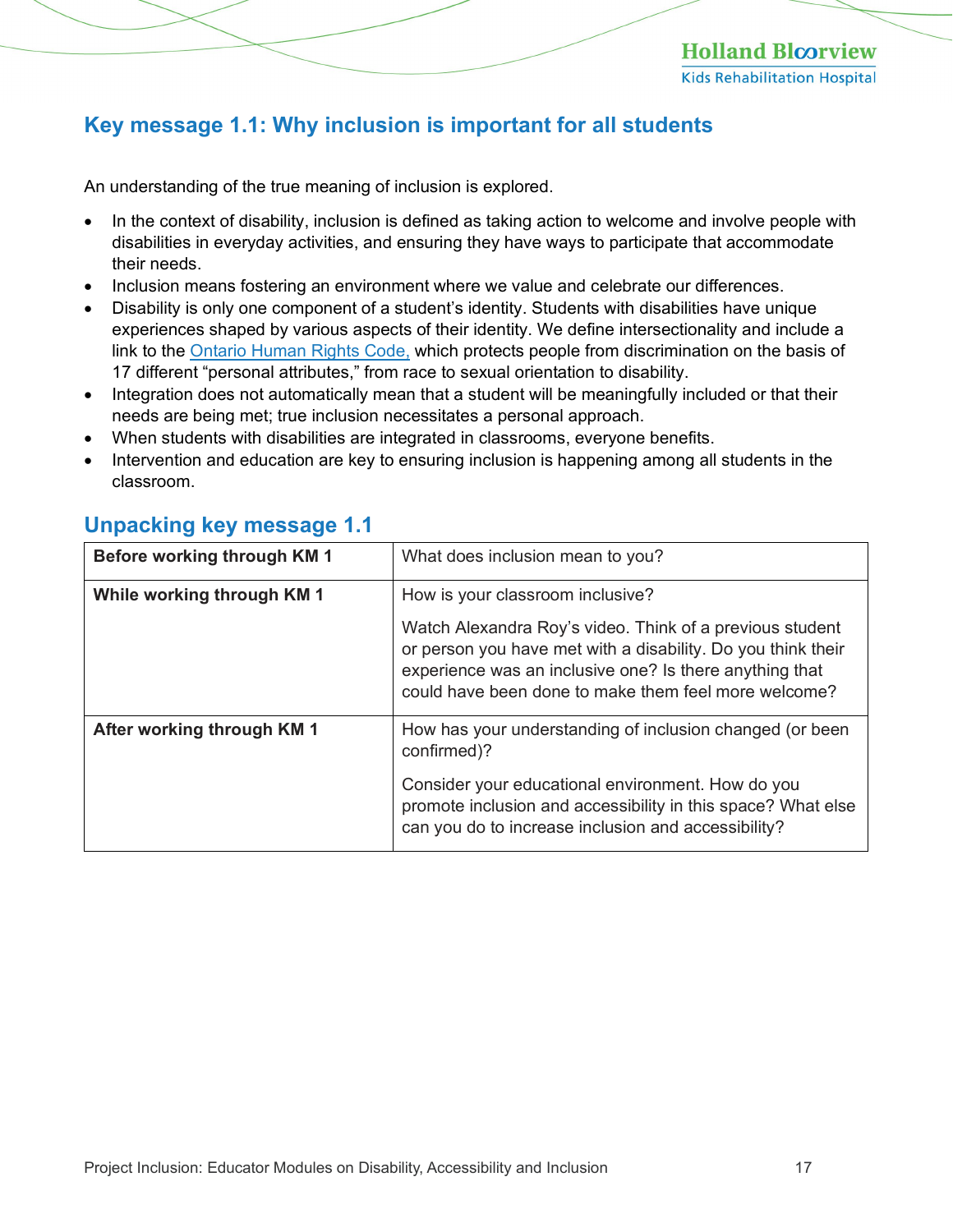## Key message 1.1: Why inclusion is important for all students

An understanding of the true meaning of inclusion is explored.

- In the context of disability, inclusion is defined as taking action to welcome and involve people with disabilities in everyday activities, and ensuring they have ways to participate that accommodate their needs.
- Inclusion means fostering an environment where we value and celebrate our differences.
- Disability is only one component of a student's identity. Students with disabilities have unique experiences shaped by various aspects of their identity. We define intersectionality and include a link to the Ontario Human Rights Code, which protects people from discrimination on the basis of 17 different "personal attributes," from race to sexual orientation to disability.
- Integration does not automatically mean that a student will be meaningfully included or that their needs are being met; true inclusion necessitates a personal approach.
- When students with disabilities are integrated in classrooms, everyone benefits.
- Intervention and education are key to ensuring inclusion is happening among all students in the classroom.

## Unpacking key message 1.1

| | |
|---|---|
| **Before working through KM 1** | What does inclusion mean to you? |
| **While working through KM 1** | How is your classroom inclusive?<br><br>Watch Alexandra Roy's video. Think of a previous student or person you have met with a disability. Do you think their experience was an inclusive one? Is there anything that could have been done to make them feel more welcome? |
| **After working through KM 1** | How has your understanding of inclusion changed (or been confirmed)?<br><br>Consider your educational environment. How do you promote inclusion and accessibility in this space? What else can you do to increase inclusion and accessibility? |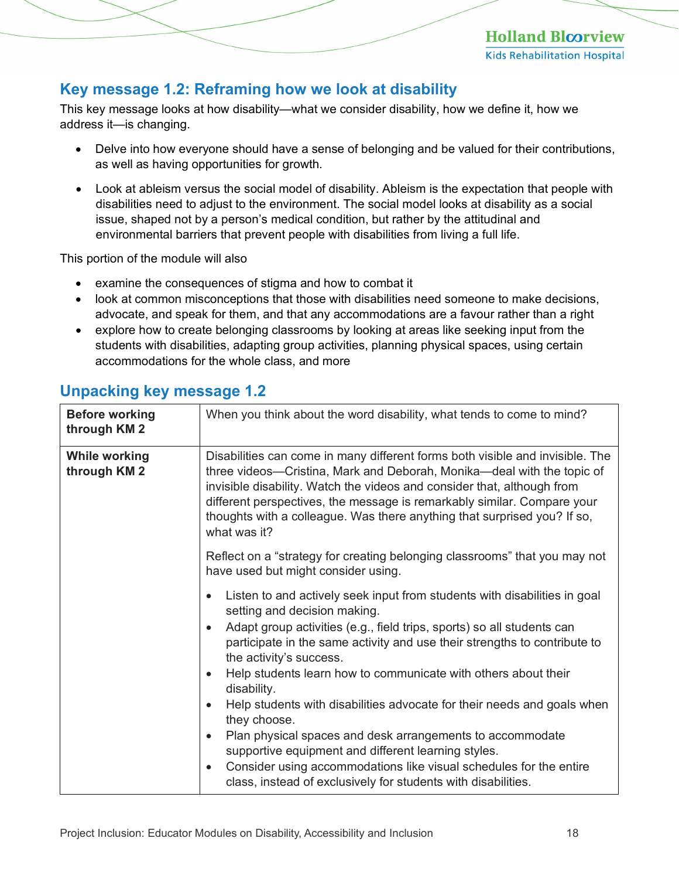## Key message 1.2: Reframing how we look at disability

This key message looks at how disability—what we consider disability, how we define it, how we address it—is changing.

- Delve into how everyone should have a sense of belonging and be valued for their contributions, as well as having opportunities for growth.
- Look at ableism versus the social model of disability. Ableism is the expectation that people with disabilities need to adjust to the environment. The social model looks at disability as a social issue, shaped not by a person's medical condition, but rather by the attitudinal and environmental barriers that prevent people with disabilities from living a full life.

This portion of the module will also

- examine the consequences of stigma and how to combat it
- look at common misconceptions that those with disabilities need someone to make decisions, advocate, and speak for them, and that any accommodations are a favour rather than a right
- explore how to create belonging classrooms by looking at areas like seeking input from the students with disabilities, adapting group activities, planning physical spaces, using certain accommodations for the whole class, and more

## Unpacking key message 1.2

| | |
|---|---|
| **Before working through KM 2** | When you think about the word disability, what tends to come to mind? |
| **While working through KM 2** | Disabilities can come in many different forms both visible and invisible. The three videos—Cristina, Mark and Deborah, Monika—deal with the topic of invisible disability. Watch the videos and consider that, although from different perspectives, the message is remarkably similar. Compare your thoughts with a colleague. Was there anything that surprised you? If so, what was it?<br><br>Reflect on a "strategy for creating belonging classrooms" that you may not have used but might consider using.<br><br>• Listen to and actively seek input from students with disabilities in goal setting and decision making.<br>• Adapt group activities (e.g., field trips, sports) so all students can participate in the same activity and use their strengths to contribute to the activity's success.<br>• Help students learn how to communicate with others about their disability.<br>• Help students with disabilities advocate for their needs and goals when they choose.<br>• Plan physical spaces and desk arrangements to accommodate supportive equipment and different learning styles.<br>• Consider using accommodations like visual schedules for the entire class, instead of exclusively for students with disabilities. |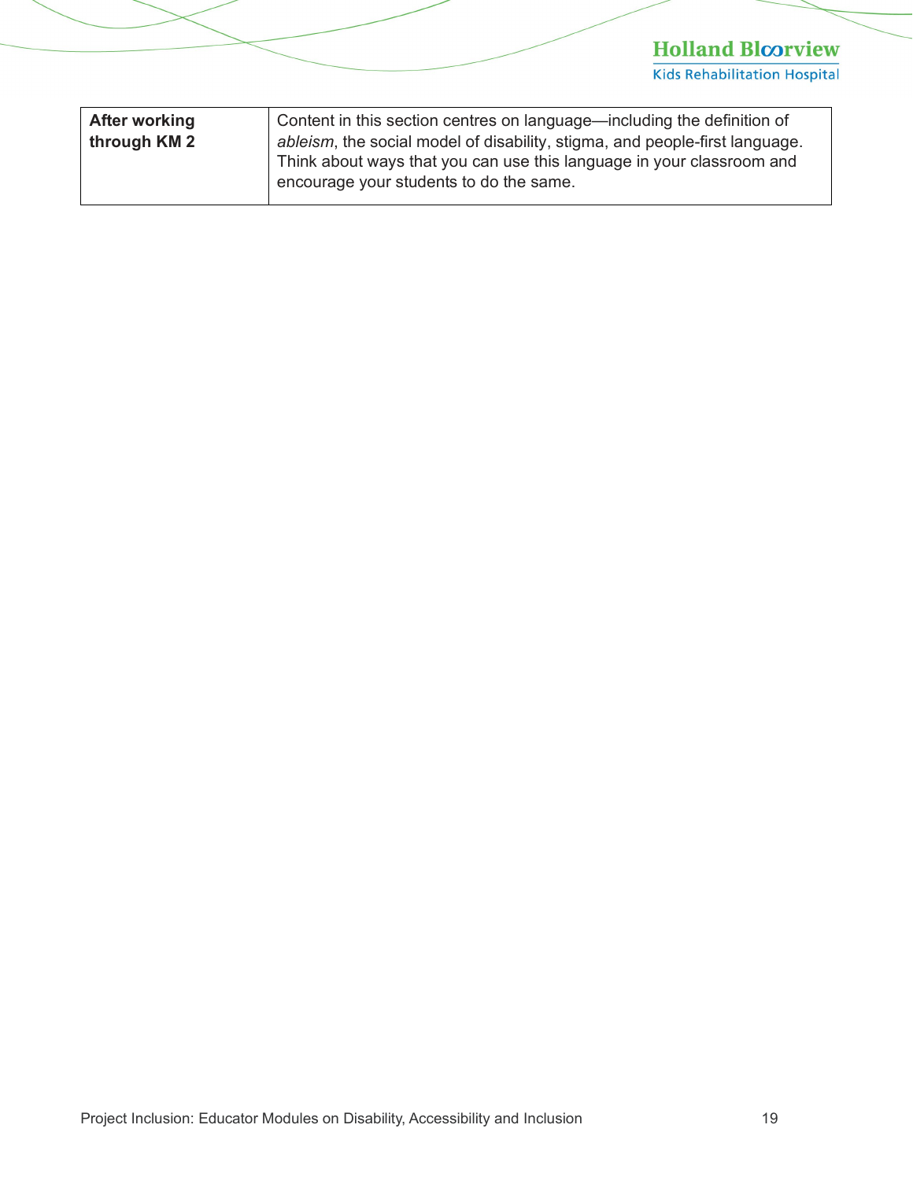| **After working through KM 2** | Content in this section centres on language—including the definition of *ableism*, the social model of disability, stigma, and people-first language. Think about ways that you can use this language in your classroom and encourage your students to do the same. |
|---|---|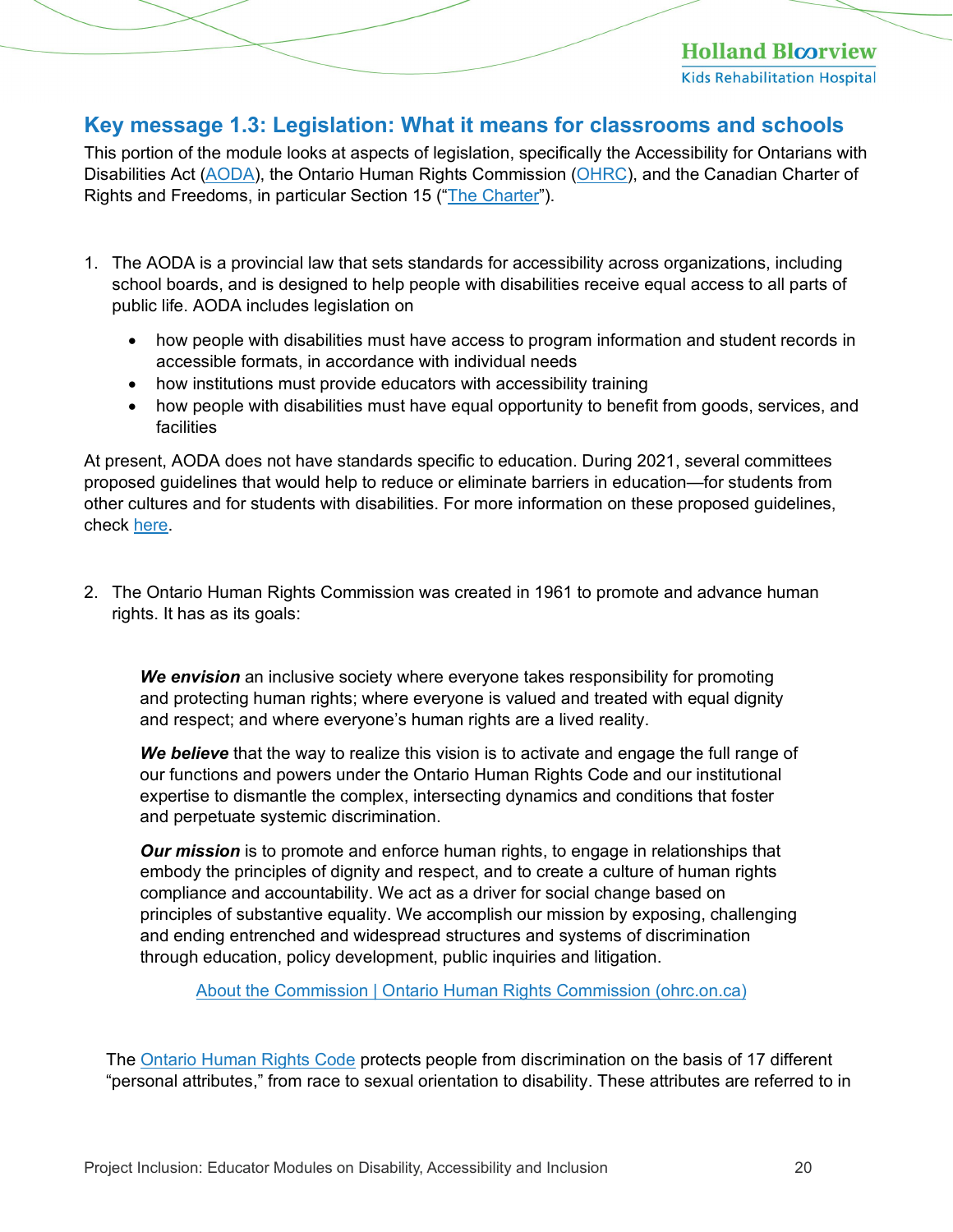## Key message 1.3: Legislation: What it means for classrooms and schools

This portion of the module looks at aspects of legislation, specifically the Accessibility for Ontarians with Disabilities Act (AODA), the Ontario Human Rights Commission (OHRC), and the Canadian Charter of Rights and Freedoms, in particular Section 15 ("The Charter").

1. The AODA is a provincial law that sets standards for accessibility across organizations, including school boards, and is designed to help people with disabilities receive equal access to all parts of public life. AODA includes legislation on

   - how people with disabilities must have access to program information and student records in accessible formats, in accordance with individual needs
   - how institutions must provide educators with accessibility training
   - how people with disabilities must have equal opportunity to benefit from goods, services, and facilities

At present, AODA does not have standards specific to education. During 2021, several committees proposed guidelines that would help to reduce or eliminate barriers in education—for students from other cultures and for students with disabilities. For more information on these proposed guidelines, check here.

2. The Ontario Human Rights Commission was created in 1961 to promote and advance human rights. It has as its goals:

> ***We envision*** an inclusive society where everyone takes responsibility for promoting and protecting human rights; where everyone is valued and treated with equal dignity and respect; and where everyone's human rights are a lived reality.
>
> ***We believe*** that the way to realize this vision is to activate and engage the full range of our functions and powers under the Ontario Human Rights Code and our institutional expertise to dismantle the complex, intersecting dynamics and conditions that foster and perpetuate systemic discrimination.
>
> ***Our mission*** is to promote and enforce human rights, to engage in relationships that embody the principles of dignity and respect, and to create a culture of human rights compliance and accountability. We act as a driver for social change based on principles of substantive equality. We accomplish our mission by exposing, challenging and ending entrenched and widespread structures and systems of discrimination through education, policy development, public inquiries and litigation.
>
> About the Commission | Ontario Human Rights Commission (ohrc.on.ca)

The Ontario Human Rights Code protects people from discrimination on the basis of 17 different "personal attributes," from race to sexual orientation to disability. These attributes are referred to in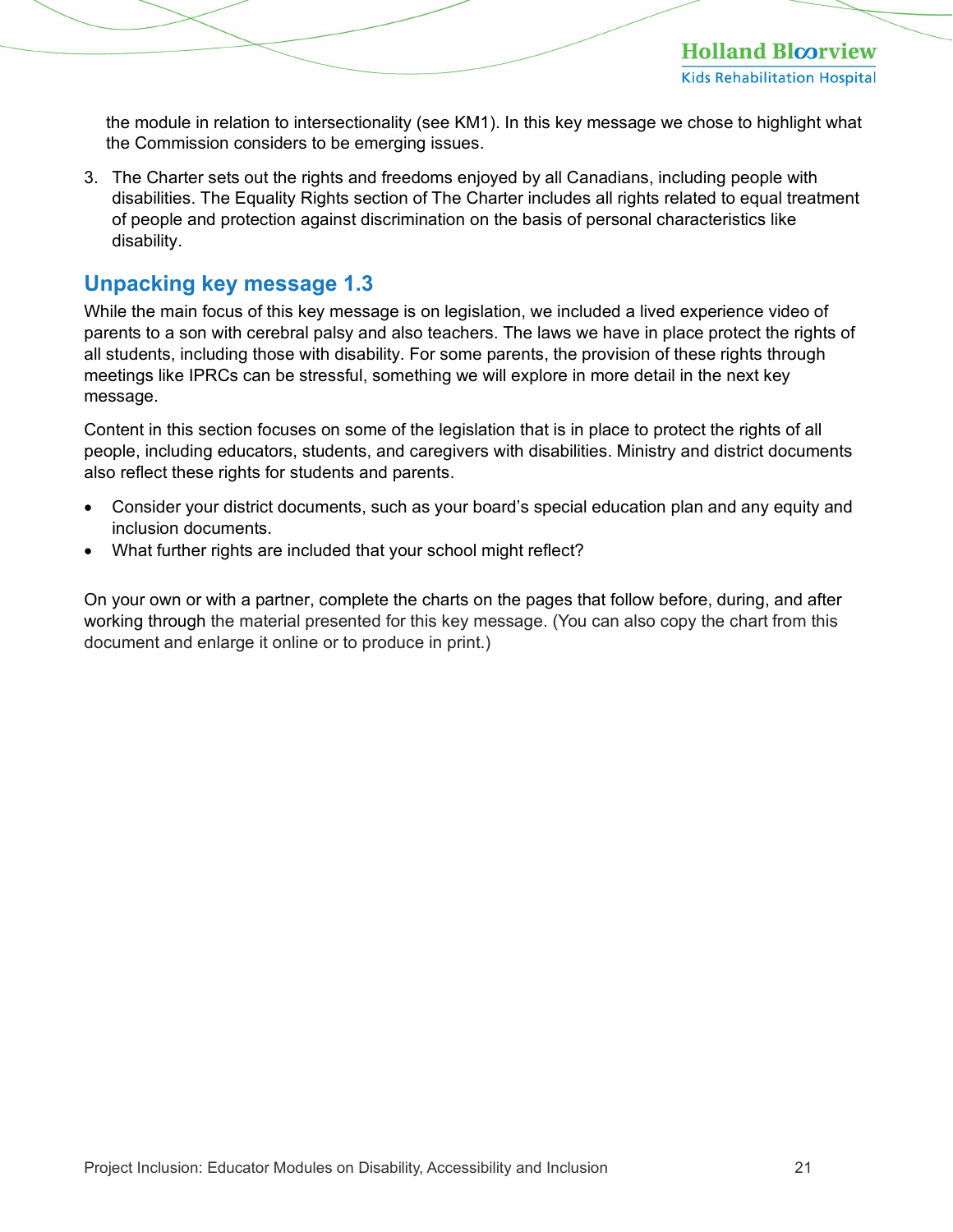the module in relation to intersectionality (see KM1). In this key message we chose to highlight what the Commission considers to be emerging issues.

3. The Charter sets out the rights and freedoms enjoyed by all Canadians, including people with disabilities. The Equality Rights section of The Charter includes all rights related to equal treatment of people and protection against discrimination on the basis of personal characteristics like disability.

## Unpacking key message 1.3

While the main focus of this key message is on legislation, we included a lived experience video of parents to a son with cerebral palsy and also teachers. The laws we have in place protect the rights of all students, including those with disability. For some parents, the provision of these rights through meetings like IPRCs can be stressful, something we will explore in more detail in the next key message.

Content in this section focuses on some of the legislation that is in place to protect the rights of all people, including educators, students, and caregivers with disabilities. Ministry and district documents also reflect these rights for students and parents.

- Consider your district documents, such as your board's special education plan and any equity and inclusion documents.
- What further rights are included that your school might reflect?

On your own or with a partner, complete the charts on the pages that follow before, during, and after working through the material presented for this key message. (You can also copy the chart from this document and enlarge it online or to produce in print.)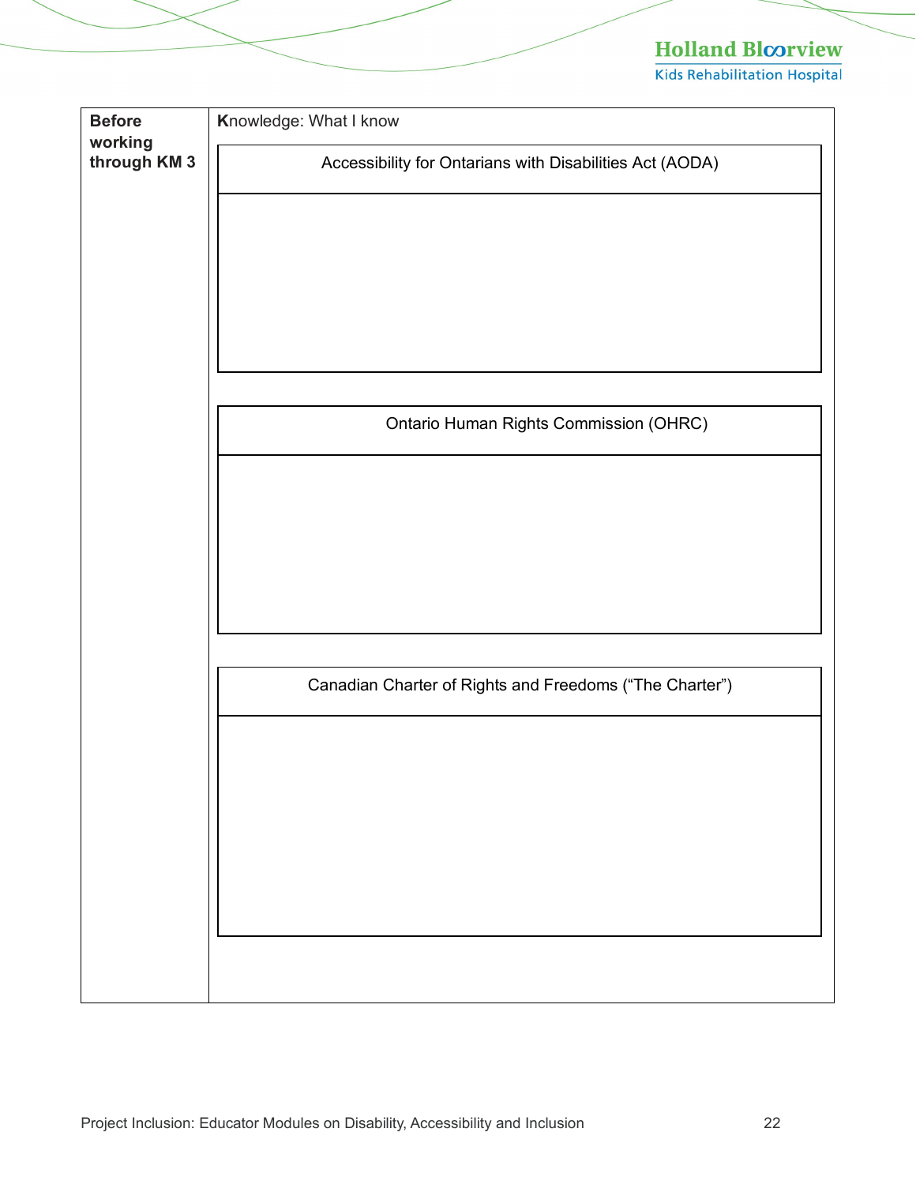| **Before working through KM 3** | **K**nowledge: What I know |
| --- | --- |
| | Accessibility for Ontarians with Disabilities Act (AODA) |
| | |
| | Ontario Human Rights Commission (OHRC) |
| | |
| | Canadian Charter of Rights and Freedoms ("The Charter") |
| | |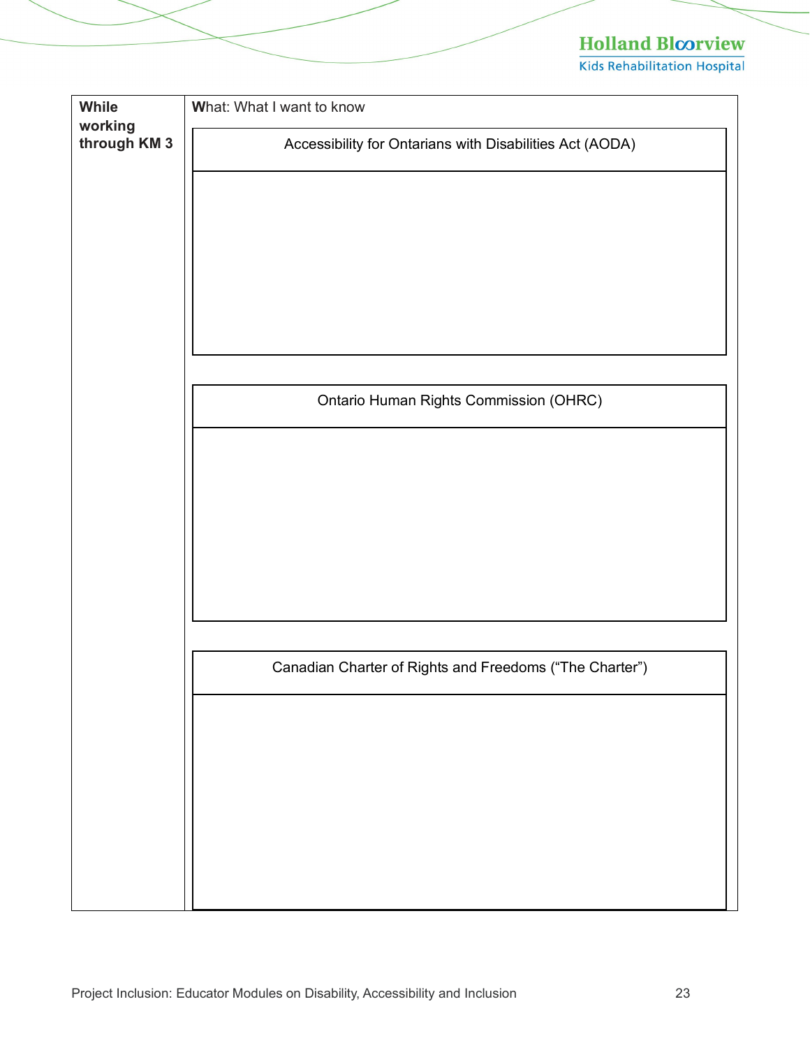| **While working through KM 3** | **W**hat: What I want to know |
| --- | --- |
| | Accessibility for Ontarians with Disabilities Act (AODA) |
| | |
| | Ontario Human Rights Commission (OHRC) |
| | |
| | Canadian Charter of Rights and Freedoms (“The Charter”) |
| | |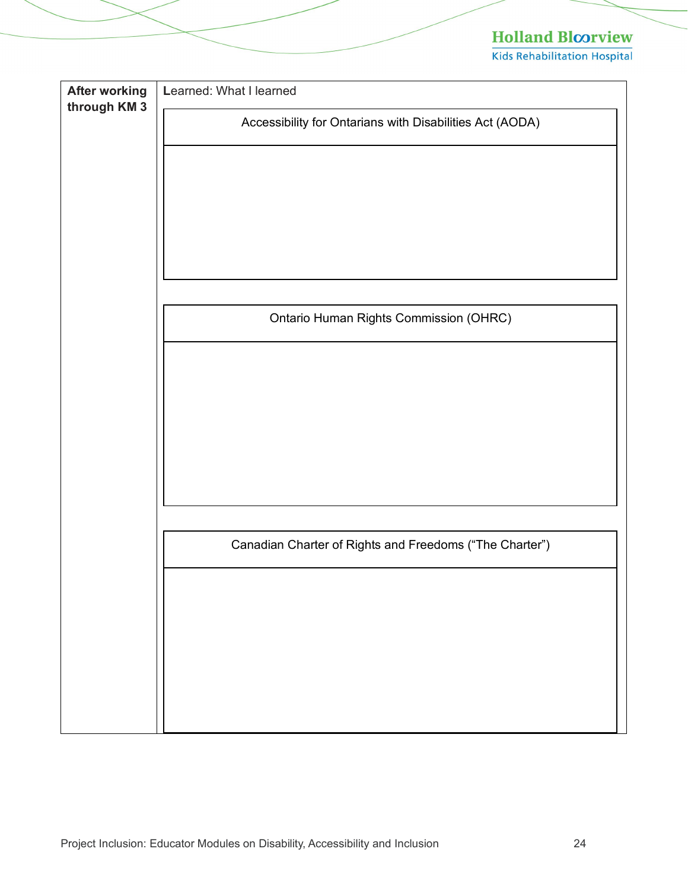| After working through KM 3 | **L**earned: What I learned |
|---|---|
| | Accessibility for Ontarians with Disabilities Act (AODA) |
| | |
| | Ontario Human Rights Commission (OHRC) |
| | |
| | Canadian Charter of Rights and Freedoms (“The Charter”) |
| | |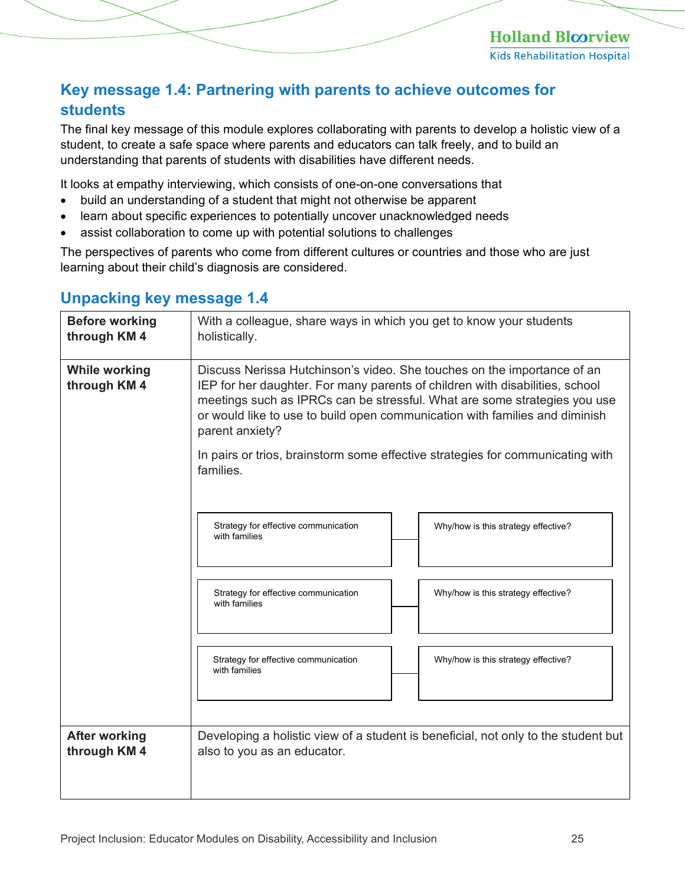## Key message 1.4: Partnering with parents to achieve outcomes for students

The final key message of this module explores collaborating with parents to develop a holistic view of a student, to create a safe space where parents and educators can talk freely, and to build an understanding that parents of students with disabilities have different needs.

It looks at empathy interviewing, which consists of one-on-one conversations that

- build an understanding of a student that might not otherwise be apparent
- learn about specific experiences to potentially uncover unacknowledged needs
- assist collaboration to come up with potential solutions to challenges

The perspectives of parents who come from different cultures or countries and those who are just learning about their child's diagnosis are considered.

## Unpacking key message 1.4

| | |
|---|---|
| **Before working through KM 4** | With a colleague, share ways in which you get to know your students holistically. |
| **While working through KM 4** | Discuss Nerissa Hutchinson's video. She touches on the importance of an IEP for her daughter. For many parents of children with disabilities, school meetings such as IPRCs can be stressful. What are some strategies you use or would like to use to build open communication with families and diminish parent anxiety?<br><br>In pairs or trios, brainstorm some effective strategies for communicating with families. |
| **After working through KM 4** | Developing a holistic view of a student is beneficial, not only to the student but also to you as an educator. |

| Strategy for effective communication with families | Why/how is this strategy effective? |
|---|---|
| | |
| | |
| | |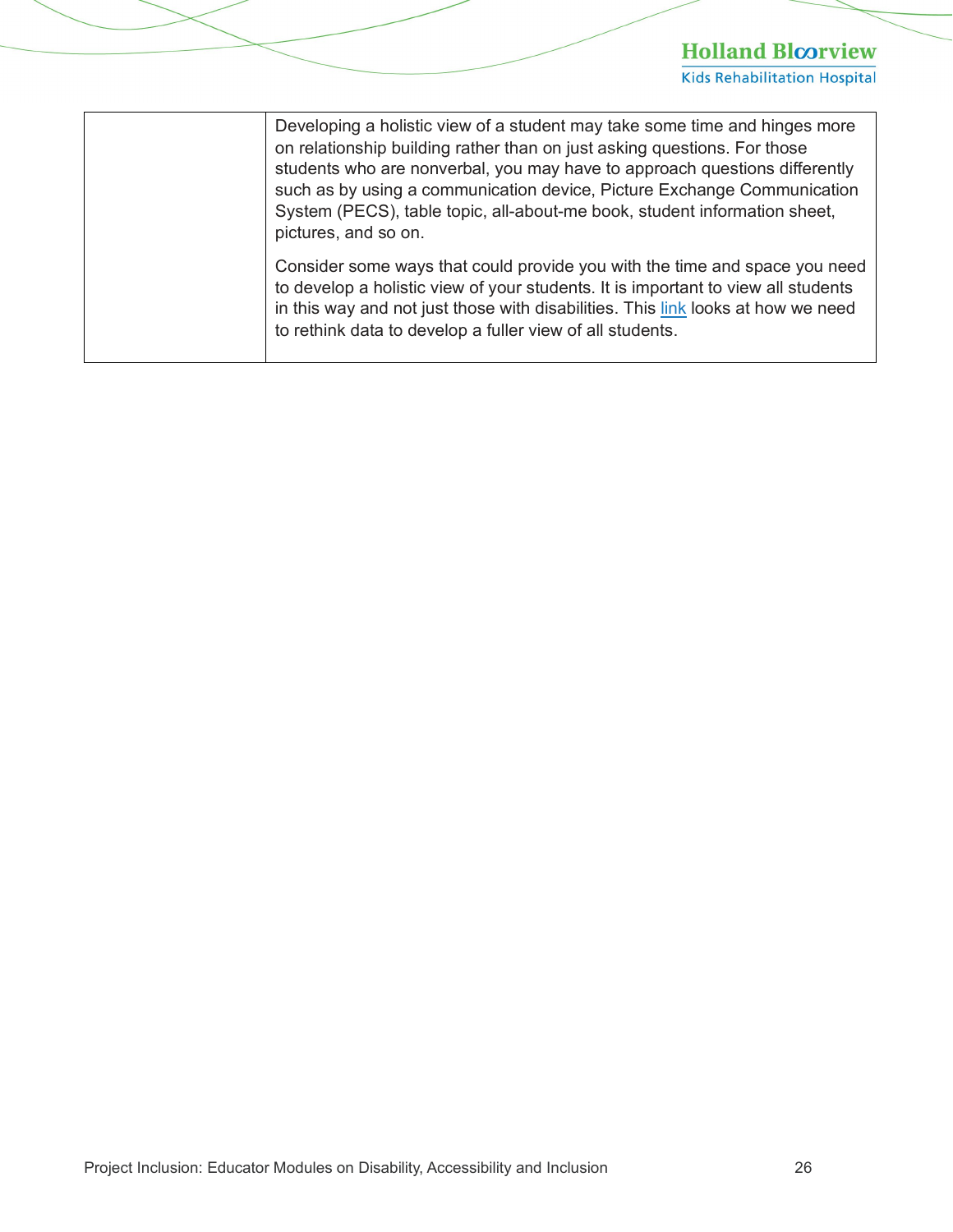| | |
|---|---|
| | Developing a holistic view of a student may take some time and hinges more on relationship building rather than on just asking questions. For those students who are nonverbal, you may have to approach questions differently such as by using a communication device, Picture Exchange Communication System (PECS), table topic, all-about-me book, student information sheet, pictures, and so on.<br><br>Consider some ways that could provide you with the time and space you need to develop a holistic view of your students. It is important to view all students in this way and not just those with disabilities. This link looks at how we need to rethink data to develop a fuller view of all students. |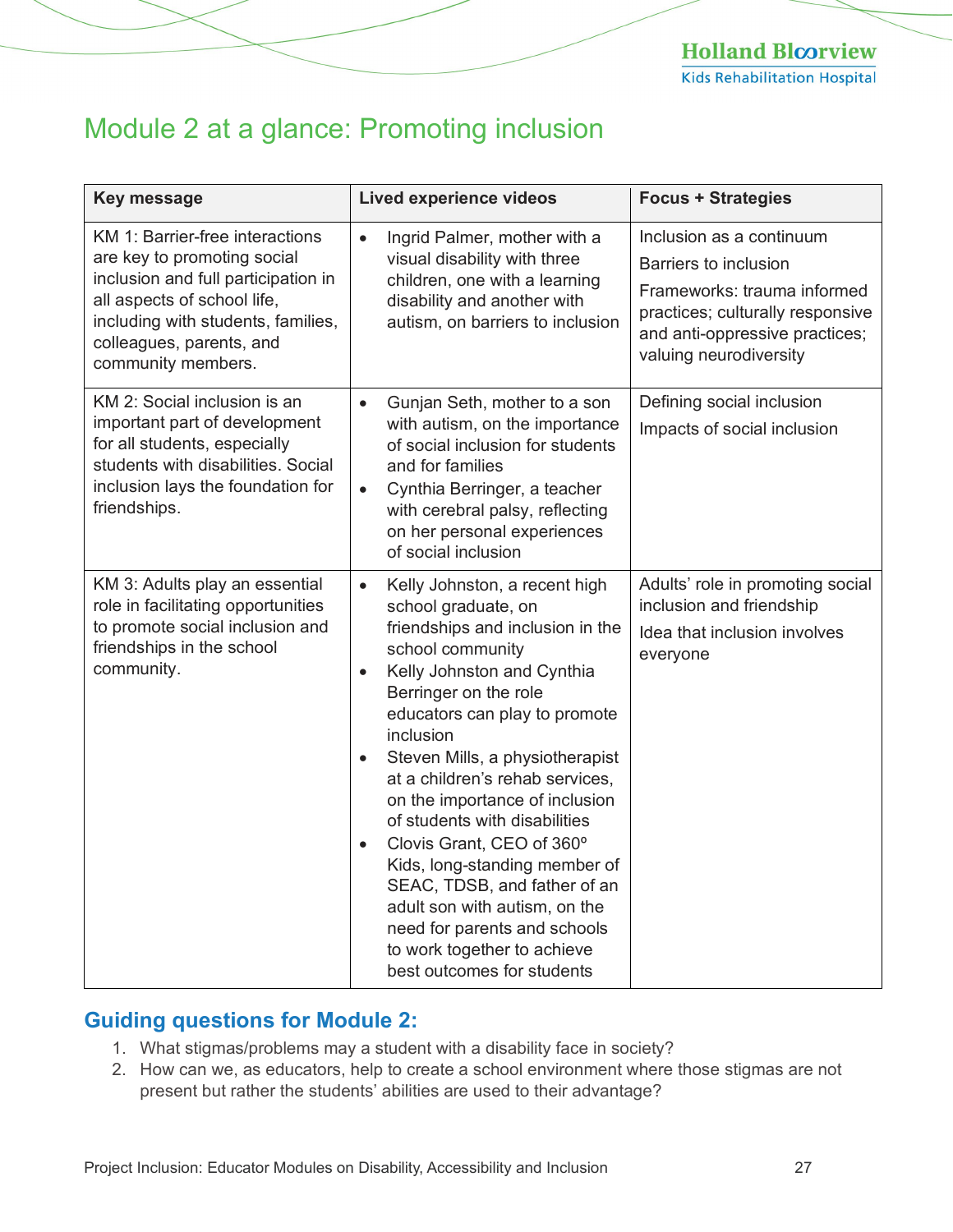# Module 2 at a glance: Promoting inclusion

| Key message | Lived experience videos | Focus + Strategies |
|---|---|---|
| KM 1: Barrier-free interactions are key to promoting social inclusion and full participation in all aspects of school life, including with students, families, colleagues, parents, and community members. | • Ingrid Palmer, mother with a visual disability with three children, one with a learning disability and another with autism, on barriers to inclusion | Inclusion as a continuum<br>Barriers to inclusion<br>Frameworks: trauma informed practices; culturally responsive and anti-oppressive practices; valuing neurodiversity |
| KM 2: Social inclusion is an important part of development for all students, especially students with disabilities. Social inclusion lays the foundation for friendships. | • Gunjan Seth, mother to a son with autism, on the importance of social inclusion for students and for families<br>• Cynthia Berringer, a teacher with cerebral palsy, reflecting on her personal experiences of social inclusion | Defining social inclusion<br>Impacts of social inclusion |
| KM 3: Adults play an essential role in facilitating opportunities to promote social inclusion and friendships in the school community. | • Kelly Johnston, a recent high school graduate, on friendships and inclusion in the school community<br>• Kelly Johnston and Cynthia Berringer on the role educators can play to promote inclusion<br>• Steven Mills, a physiotherapist at a children's rehab services, on the importance of inclusion of students with disabilities<br>• Clovis Grant, CEO of 360º Kids, long-standing member of SEAC, TDSB, and father of an adult son with autism, on the need for parents and schools to work together to achieve best outcomes for students | Adults' role in promoting social inclusion and friendship<br>Idea that inclusion involves everyone |

## Guiding questions for Module 2:

1. What stigmas/problems may a student with a disability face in society?
2. How can we, as educators, help to create a school environment where those stigmas are not present but rather the students' abilities are used to their advantage?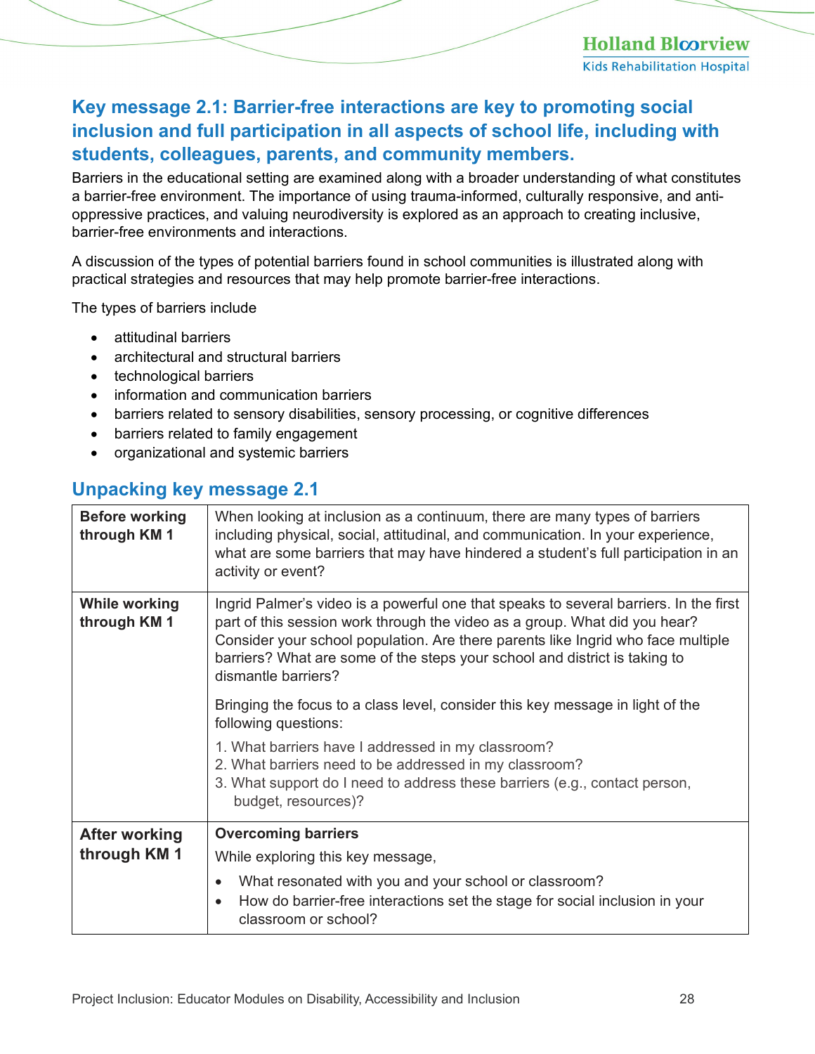## Key message 2.1: Barrier-free interactions are key to promoting social inclusion and full participation in all aspects of school life, including with students, colleagues, parents, and community members.

Barriers in the educational setting are examined along with a broader understanding of what constitutes a barrier-free environment. The importance of using trauma-informed, culturally responsive, and anti-oppressive practices, and valuing neurodiversity is explored as an approach to creating inclusive, barrier-free environments and interactions.

A discussion of the types of potential barriers found in school communities is illustrated along with practical strategies and resources that may help promote barrier-free interactions.

The types of barriers include

- attitudinal barriers
- architectural and structural barriers
- technological barriers
- information and communication barriers
- barriers related to sensory disabilities, sensory processing, or cognitive differences
- barriers related to family engagement
- organizational and systemic barriers

## Unpacking key message 2.1

| | |
|---|---|
| **Before working through KM 1** | When looking at inclusion as a continuum, there are many types of barriers including physical, social, attitudinal, and communication. In your experience, what are some barriers that may have hindered a student's full participation in an activity or event? |
| **While working through KM 1** | Ingrid Palmer's video is a powerful one that speaks to several barriers. In the first part of this session work through the video as a group. What did you hear? Consider your school population. Are there parents like Ingrid who face multiple barriers? What are some of the steps your school and district is taking to dismantle barriers?<br><br>Bringing the focus to a class level, consider this key message in light of the following questions:<br><br>1. What barriers have I addressed in my classroom?<br>2. What barriers need to be addressed in my classroom?<br>3. What support do I need to address these barriers (e.g., contact person, budget, resources)? |
| **After working through KM 1** | **Overcoming barriers**<br><br>While exploring this key message,<br><br>• What resonated with you and your school or classroom?<br>• How do barrier-free interactions set the stage for social inclusion in your classroom or school? |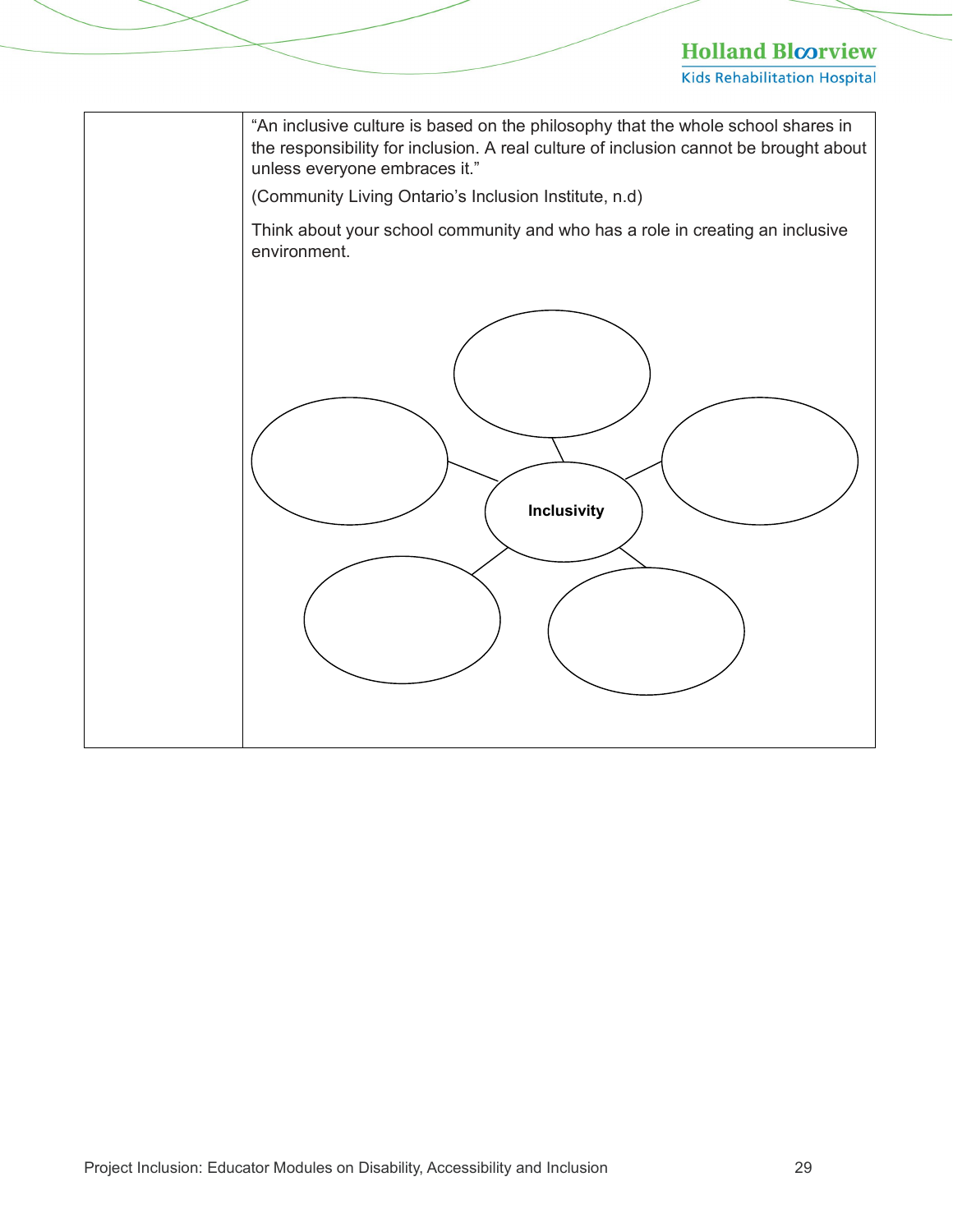| | “An inclusive culture is based on the philosophy that the whole school shares in the responsibility for inclusion. A real culture of inclusion cannot be brought about unless everyone embraces it.”<br><br>(Community Living Ontario’s Inclusion Institute, n.d)<br><br>Think about your school community and who has a role in creating an inclusive environment.<br><br>**Inclusivity** |
|---|---|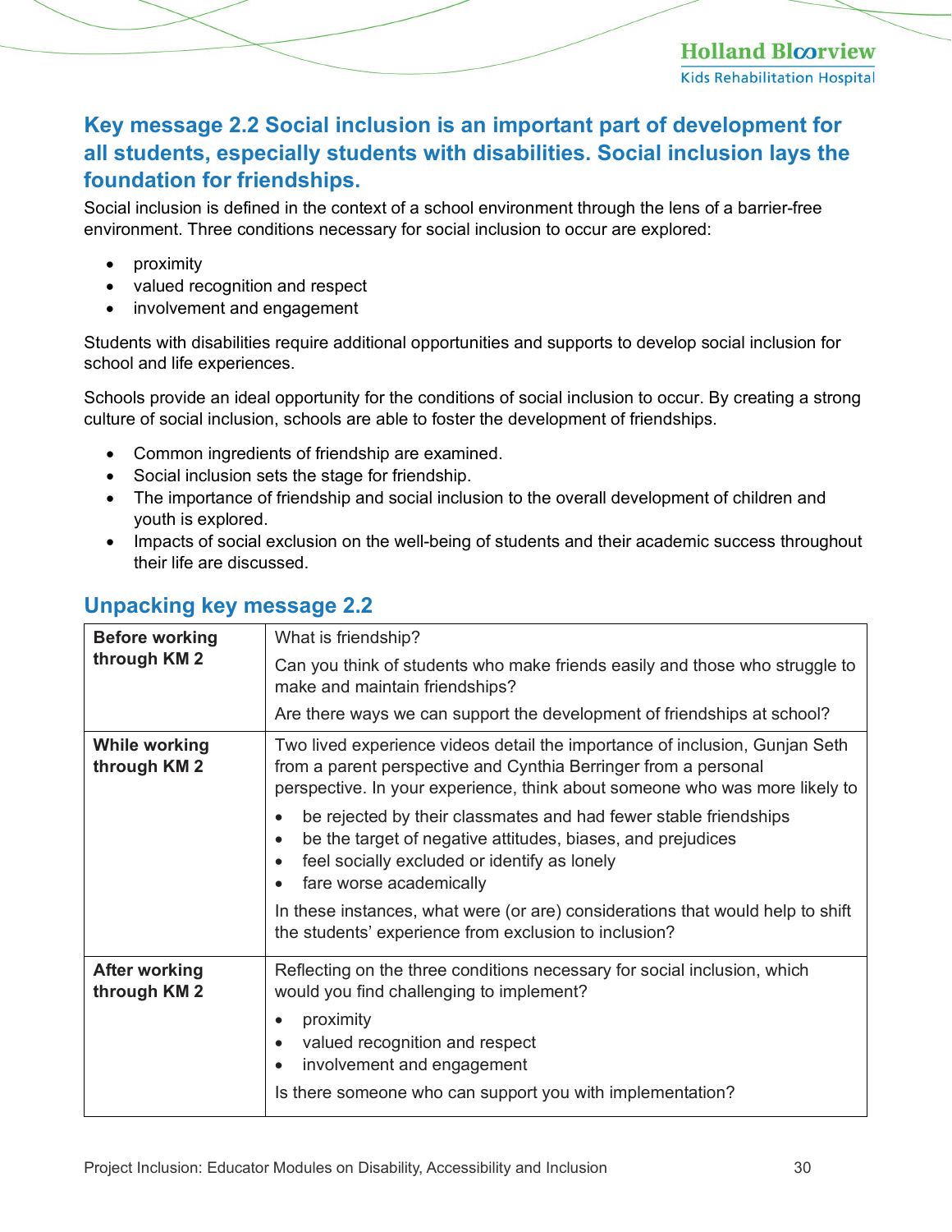## Key message 2.2 Social inclusion is an important part of development for all students, especially students with disabilities. Social inclusion lays the foundation for friendships.

Social inclusion is defined in the context of a school environment through the lens of a barrier-free environment. Three conditions necessary for social inclusion to occur are explored:

- proximity
- valued recognition and respect
- involvement and engagement

Students with disabilities require additional opportunities and supports to develop social inclusion for school and life experiences.

Schools provide an ideal opportunity for the conditions of social inclusion to occur. By creating a strong culture of social inclusion, schools are able to foster the development of friendships.

- Common ingredients of friendship are examined.
- Social inclusion sets the stage for friendship.
- The importance of friendship and social inclusion to the overall development of children and youth is explored.
- Impacts of social exclusion on the well-being of students and their academic success throughout their life are discussed.

### Unpacking key message 2.2

| | |
|---|---|
| **Before working through KM 2** | What is friendship?<br><br>Can you think of students who make friends easily and those who struggle to make and maintain friendships?<br><br>Are there ways we can support the development of friendships at school? |
| **While working through KM 2** | Two lived experience videos detail the importance of inclusion, Gunjan Seth from a parent perspective and Cynthia Berringer from a personal perspective. In your experience, think about someone who was more likely to<br><br>• be rejected by their classmates and had fewer stable friendships<br>• be the target of negative attitudes, biases, and prejudices<br>• feel socially excluded or identify as lonely<br>• fare worse academically<br><br>In these instances, what were (or are) considerations that would help to shift the students' experience from exclusion to inclusion? |
| **After working through KM 2** | Reflecting on the three conditions necessary for social inclusion, which would you find challenging to implement?<br><br>• proximity<br>• valued recognition and respect<br>• involvement and engagement<br><br>Is there someone who can support you with implementation? |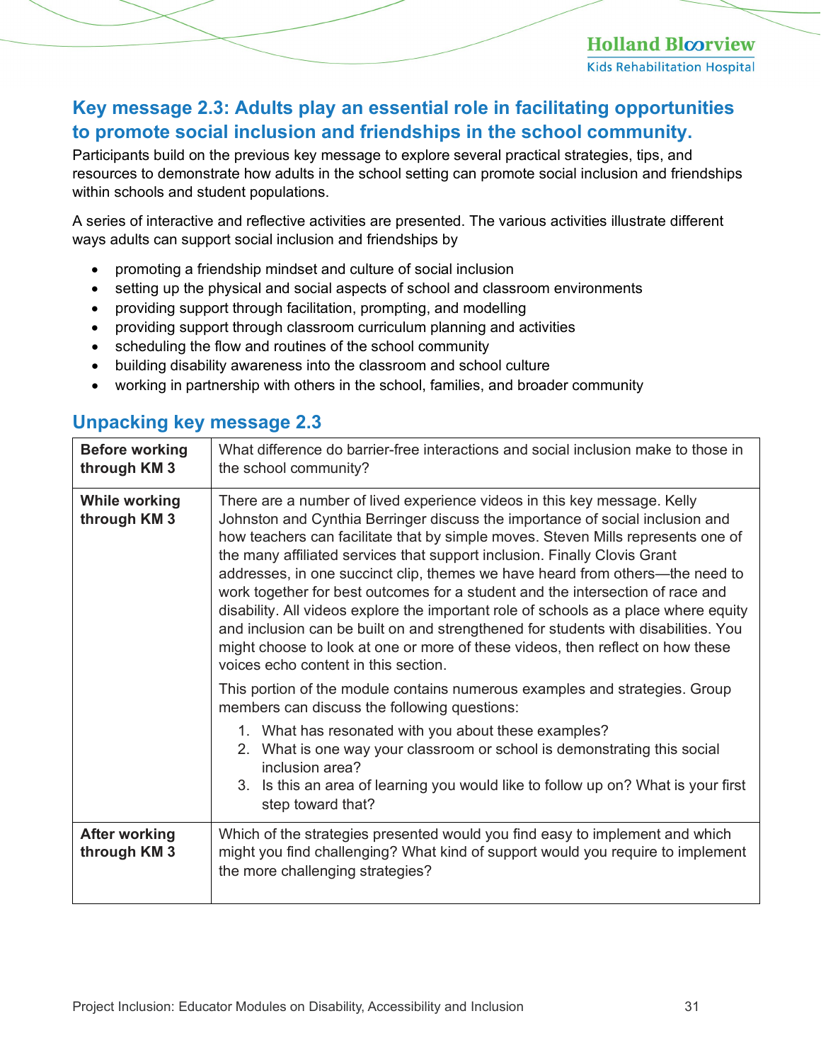## Key message 2.3: Adults play an essential role in facilitating opportunities to promote social inclusion and friendships in the school community.

Participants build on the previous key message to explore several practical strategies, tips, and resources to demonstrate how adults in the school setting can promote social inclusion and friendships within schools and student populations.

A series of interactive and reflective activities are presented. The various activities illustrate different ways adults can support social inclusion and friendships by

- promoting a friendship mindset and culture of social inclusion
- setting up the physical and social aspects of school and classroom environments
- providing support through facilitation, prompting, and modelling
- providing support through classroom curriculum planning and activities
- scheduling the flow and routines of the school community
- building disability awareness into the classroom and school culture
- working in partnership with others in the school, families, and broader community

### Unpacking key message 2.3

| | |
|---|---|
| **Before working through KM 3** | What difference do barrier-free interactions and social inclusion make to those in the school community? |
| **While working through KM 3** | There are a number of lived experience videos in this key message. Kelly Johnston and Cynthia Berringer discuss the importance of social inclusion and how teachers can facilitate that by simple moves. Steven Mills represents one of the many affiliated services that support inclusion. Finally Clovis Grant addresses, in one succinct clip, themes we have heard from others—the need to work together for best outcomes for a student and the intersection of race and disability. All videos explore the important role of schools as a place where equity and inclusion can be built on and strengthened for students with disabilities. You might choose to look at one or more of these videos, then reflect on how these voices echo content in this section.<br><br>This portion of the module contains numerous examples and strategies. Group members can discuss the following questions:<br>1. What has resonated with you about these examples?<br>2. What is one way your classroom or school is demonstrating this social inclusion area?<br>3. Is this an area of learning you would like to follow up on? What is your first step toward that? |
| **After working through KM 3** | Which of the strategies presented would you find easy to implement and which might you find challenging? What kind of support would you require to implement the more challenging strategies? |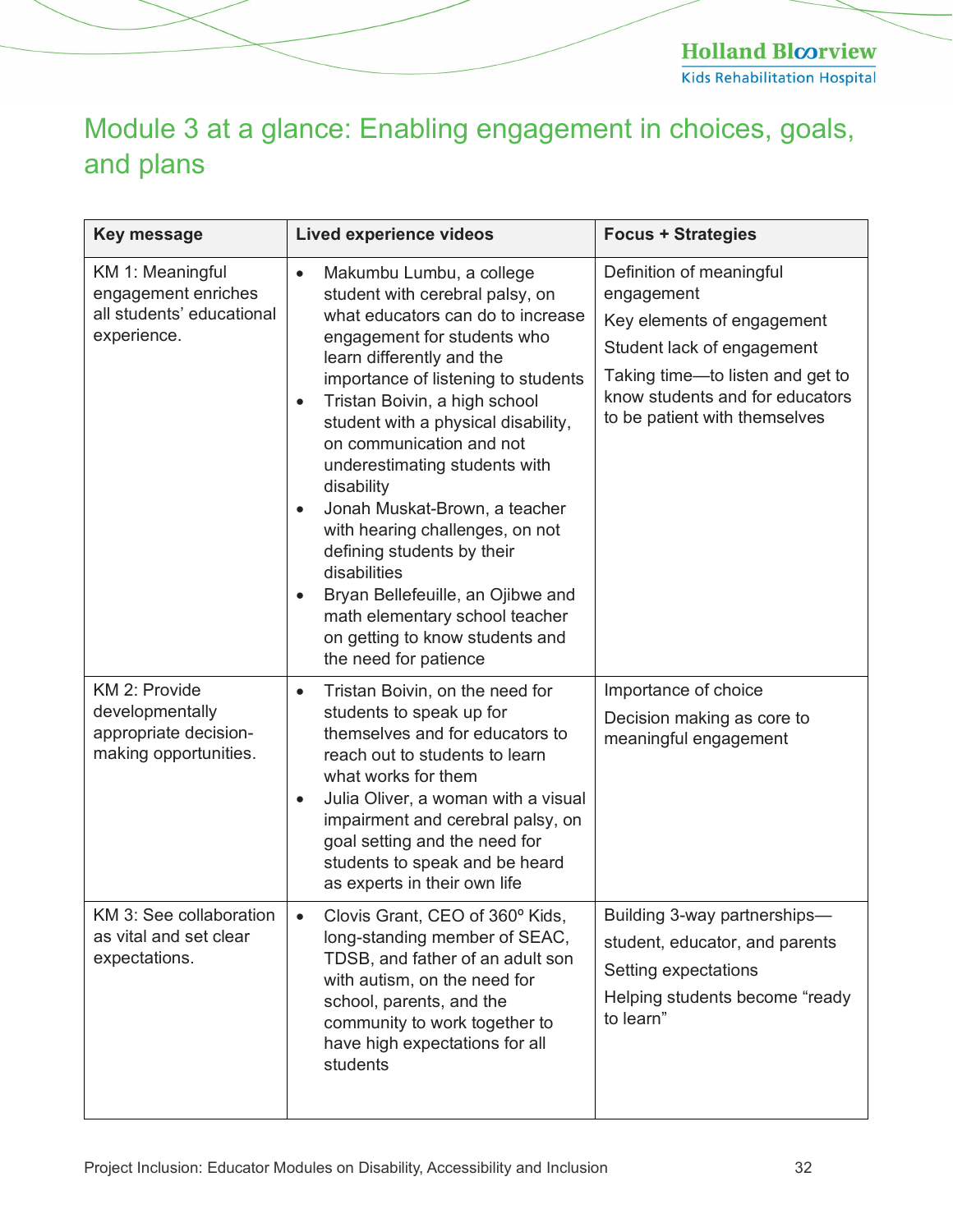# Module 3 at a glance: Enabling engagement in choices, goals, and plans

| Key message | Lived experience videos | Focus + Strategies |
|---|---|---|
| KM 1: Meaningful engagement enriches all students' educational experience. | • Makumbu Lumbu, a college student with cerebral palsy, on what educators can do to increase engagement for students who learn differently and the importance of listening to students<br>• Tristan Boivin, a high school student with a physical disability, on communication and not underestimating students with disability<br>• Jonah Muskat-Brown, a teacher with hearing challenges, on not defining students by their disabilities<br>• Bryan Bellefeuille, an Ojibwe and math elementary school teacher on getting to know students and the need for patience | Definition of meaningful engagement<br>Key elements of engagement<br>Student lack of engagement<br>Taking time—to listen and get to know students and for educators to be patient with themselves |
| KM 2: Provide developmentally appropriate decision-making opportunities. | • Tristan Boivin, on the need for students to speak up for themselves and for educators to reach out to students to learn what works for them<br>• Julia Oliver, a woman with a visual impairment and cerebral palsy, on goal setting and the need for students to speak and be heard as experts in their own life | Importance of choice<br>Decision making as core to meaningful engagement |
| KM 3: See collaboration as vital and set clear expectations. | • Clovis Grant, CEO of 360º Kids, long-standing member of SEAC, TDSB, and father of an adult son with autism, on the need for school, parents, and the community to work together to have high expectations for all students | Building 3-way partnerships—<br>student, educator, and parents<br>Setting expectations<br>Helping students become "ready to learn" |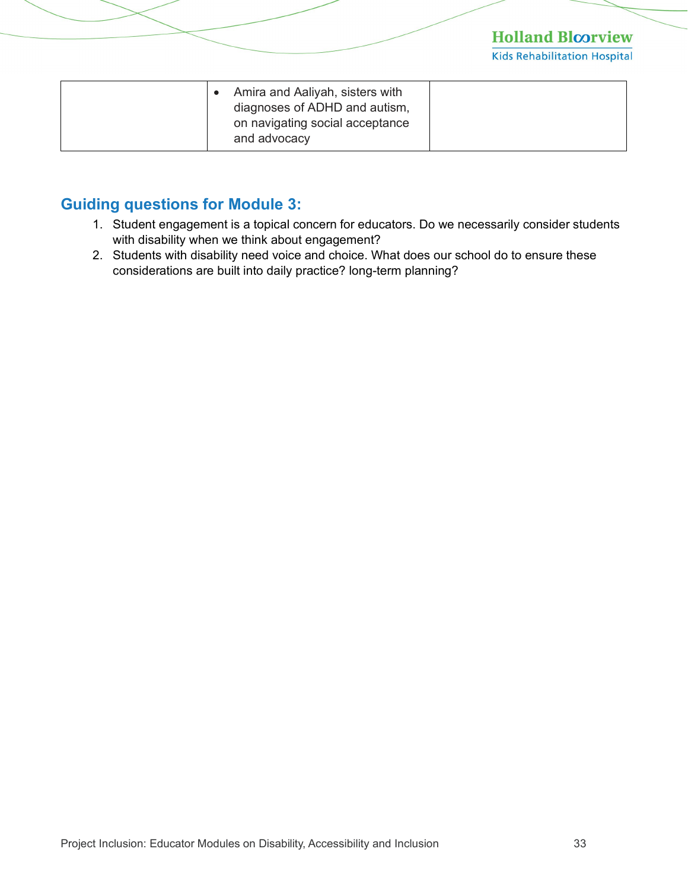| | | |
|---|---|---|
| | • Amira and Aaliyah, sisters with diagnoses of ADHD and autism, on navigating social acceptance and advocacy | |

## Guiding questions for Module 3:

1. Student engagement is a topical concern for educators. Do we necessarily consider students with disability when we think about engagement?
2. Students with disability need voice and choice. What does our school do to ensure these considerations are built into daily practice? long-term planning?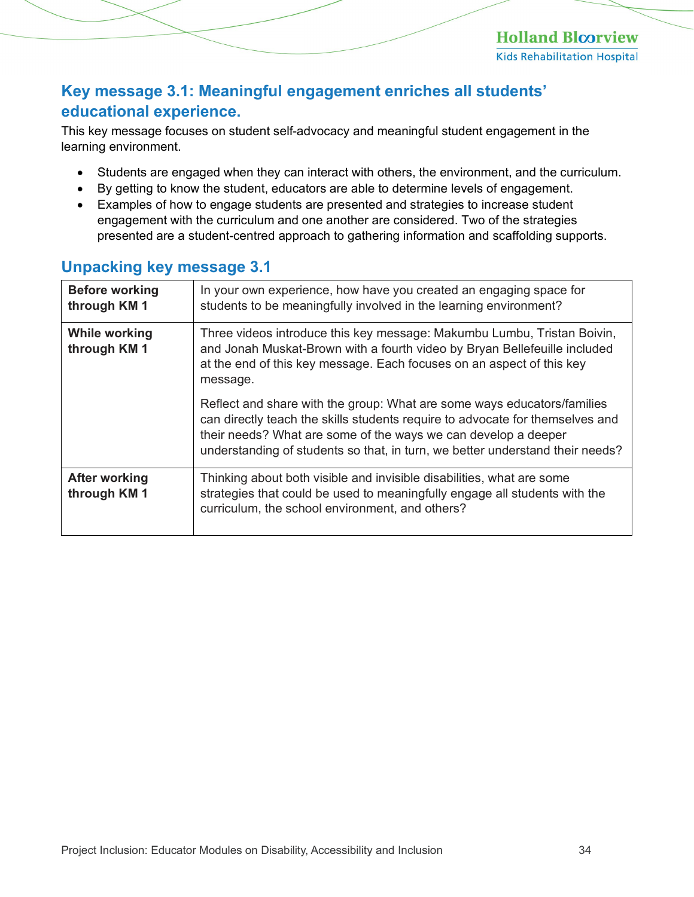## Key message 3.1: Meaningful engagement enriches all students' educational experience.

This key message focuses on student self-advocacy and meaningful student engagement in the learning environment.

- Students are engaged when they can interact with others, the environment, and the curriculum.
- By getting to know the student, educators are able to determine levels of engagement.
- Examples of how to engage students are presented and strategies to increase student engagement with the curriculum and one another are considered. Two of the strategies presented are a student-centred approach to gathering information and scaffolding supports.

## Unpacking key message 3.1

| | |
|---|---|
| **Before working through KM 1** | In your own experience, how have you created an engaging space for students to be meaningfully involved in the learning environment? |
| **While working through KM 1** | Three videos introduce this key message: Makumbu Lumbu, Tristan Boivin, and Jonah Muskat-Brown with a fourth video by Bryan Bellefeuille included at the end of this key message. Each focuses on an aspect of this key message.<br><br>Reflect and share with the group: What are some ways educators/families can directly teach the skills students require to advocate for themselves and their needs? What are some of the ways we can develop a deeper understanding of students so that, in turn, we better understand their needs? |
| **After working through KM 1** | Thinking about both visible and invisible disabilities, what are some strategies that could be used to meaningfully engage all students with the curriculum, the school environment, and others? |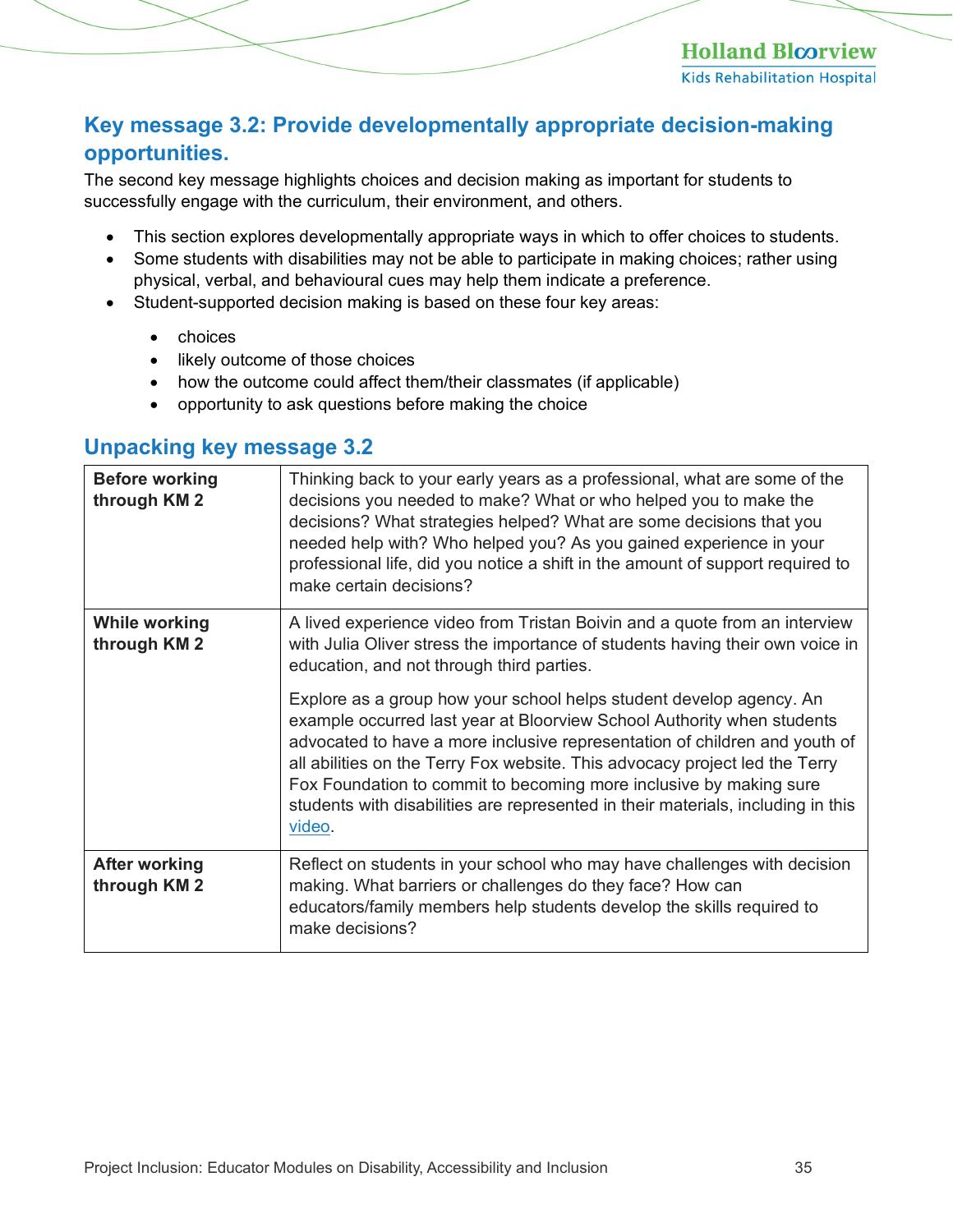## Key message 3.2: Provide developmentally appropriate decision-making opportunities.

The second key message highlights choices and decision making as important for students to successfully engage with the curriculum, their environment, and others.

- This section explores developmentally appropriate ways in which to offer choices to students.
- Some students with disabilities may not be able to participate in making choices; rather using physical, verbal, and behavioural cues may help them indicate a preference.
- Student-supported decision making is based on these four key areas:
  - choices
  - likely outcome of those choices
  - how the outcome could affect them/their classmates (if applicable)
  - opportunity to ask questions before making the choice

### Unpacking key message 3.2

| | |
|---|---|
| **Before working through KM 2** | Thinking back to your early years as a professional, what are some of the decisions you needed to make? What or who helped you to make the decisions? What strategies helped? What are some decisions that you needed help with? Who helped you? As you gained experience in your professional life, did you notice a shift in the amount of support required to make certain decisions? |
| **While working through KM 2** | A lived experience video from Tristan Boivin and a quote from an interview with Julia Oliver stress the importance of students having their own voice in education, and not through third parties.<br><br>Explore as a group how your school helps student develop agency. An example occurred last year at Bloorview School Authority when students advocated to have a more inclusive representation of children and youth of all abilities on the Terry Fox website. This advocacy project led the Terry Fox Foundation to commit to becoming more inclusive by making sure students with disabilities are represented in their materials, including in this video. |
| **After working through KM 2** | Reflect on students in your school who may have challenges with decision making. What barriers or challenges do they face? How can educators/family members help students develop the skills required to make decisions? |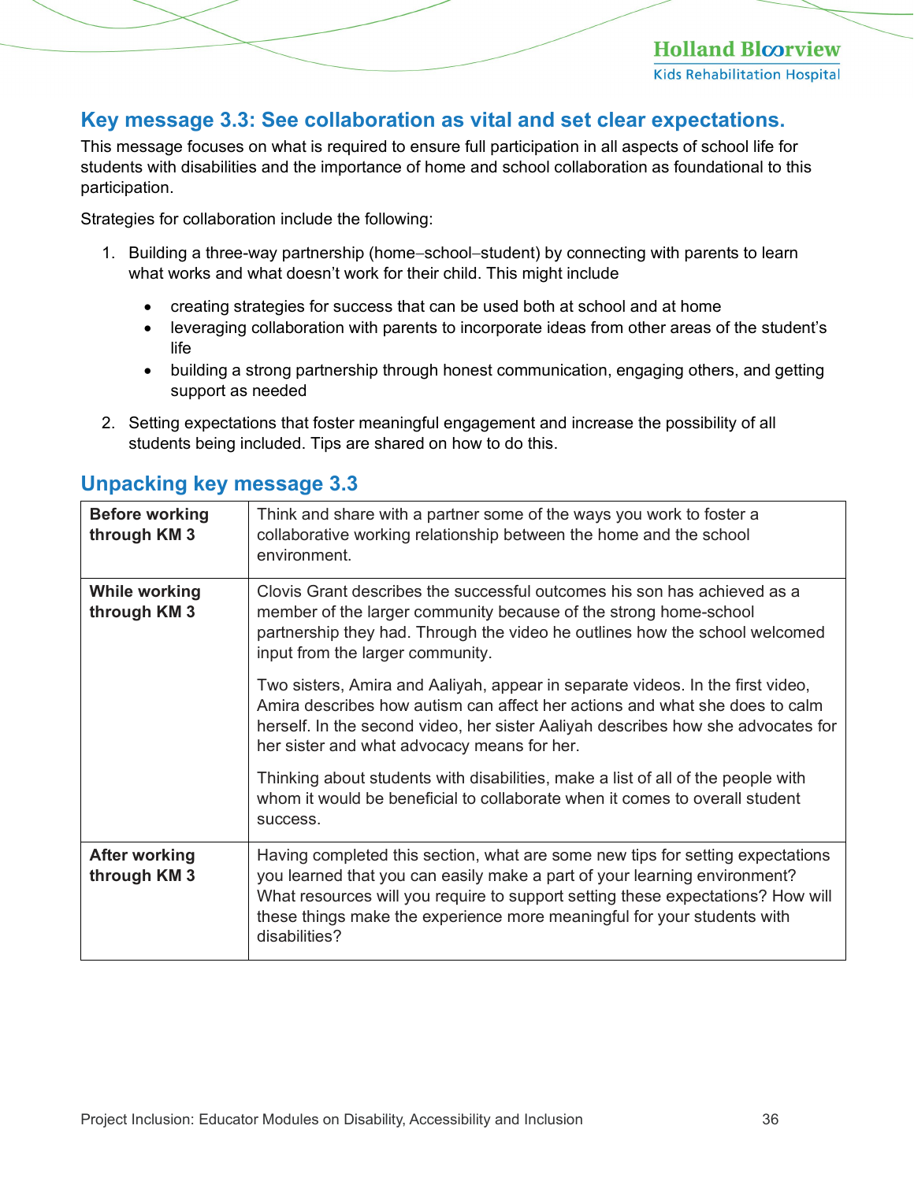## Key message 3.3: See collaboration as vital and set clear expectations.

This message focuses on what is required to ensure full participation in all aspects of school life for students with disabilities and the importance of home and school collaboration as foundational to this participation.

Strategies for collaboration include the following:

1. Building a three-way partnership (home–school–student) by connecting with parents to learn what works and what doesn't work for their child. This might include
   - creating strategies for success that can be used both at school and at home
   - leveraging collaboration with parents to incorporate ideas from other areas of the student's life
   - building a strong partnership through honest communication, engaging others, and getting support as needed
2. Setting expectations that foster meaningful engagement and increase the possibility of all students being included. Tips are shared on how to do this.

## Unpacking key message 3.3

| | |
|---|---|
| **Before working through KM 3** | Think and share with a partner some of the ways you work to foster a collaborative working relationship between the home and the school environment. |
| **While working through KM 3** | Clovis Grant describes the successful outcomes his son has achieved as a member of the larger community because of the strong home-school partnership they had. Through the video he outlines how the school welcomed input from the larger community.<br><br>Two sisters, Amira and Aaliyah, appear in separate videos. In the first video, Amira describes how autism can affect her actions and what she does to calm herself. In the second video, her sister Aaliyah describes how she advocates for her sister and what advocacy means for her.<br><br>Thinking about students with disabilities, make a list of all of the people with whom it would be beneficial to collaborate when it comes to overall student success. |
| **After working through KM 3** | Having completed this section, what are some new tips for setting expectations you learned that you can easily make a part of your learning environment? What resources will you require to support setting these expectations? How will these things make the experience more meaningful for your students with disabilities? |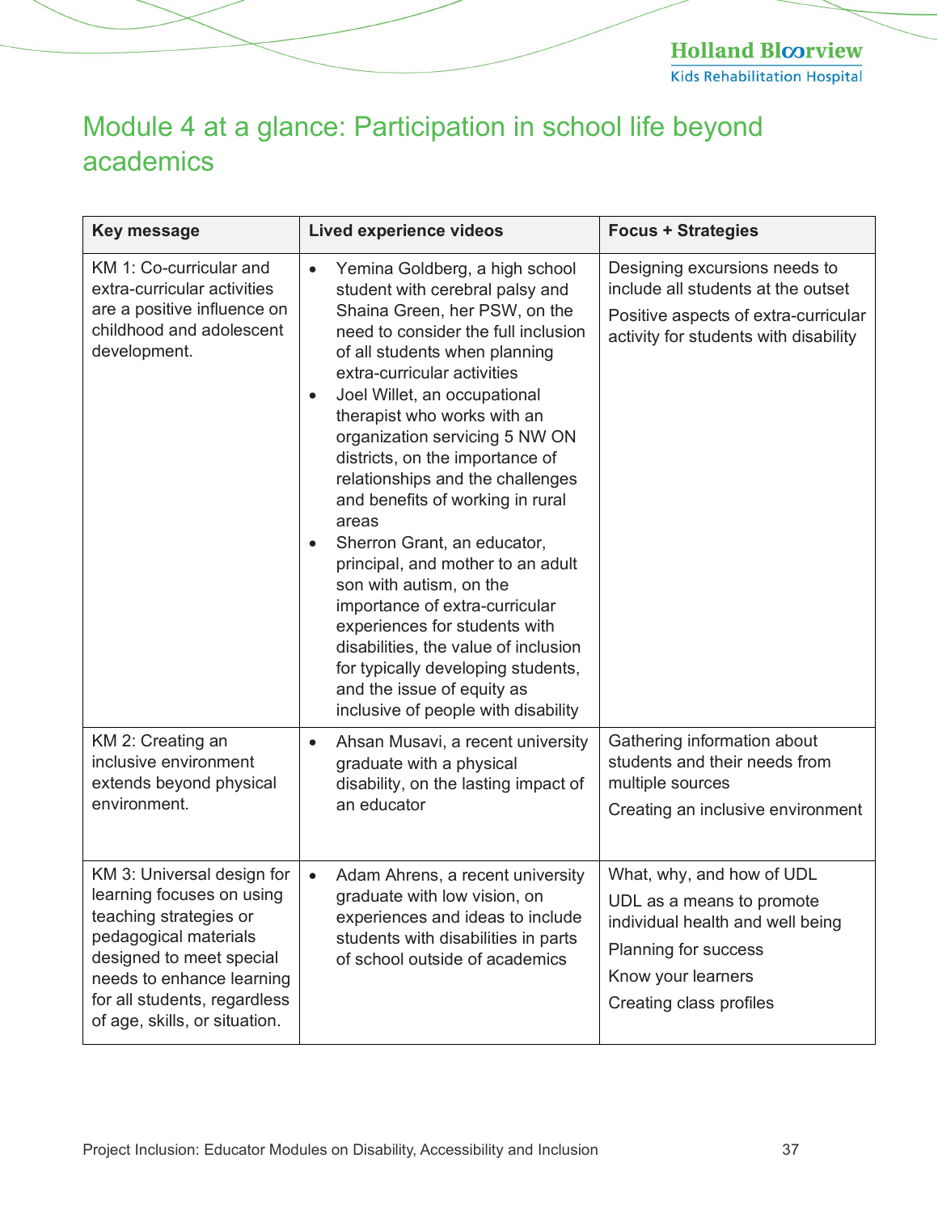# Module 4 at a glance: Participation in school life beyond academics

| Key message | Lived experience videos | Focus + Strategies |
| --- | --- | --- |
| KM 1: Co-curricular and extra-curricular activities are a positive influence on childhood and adolescent development. | • Yemina Goldberg, a high school student with cerebral palsy and Shaina Green, her PSW, on the need to consider the full inclusion of all students when planning extra-curricular activities<br>• Joel Willet, an occupational therapist who works with an organization servicing 5 NW ON districts, on the importance of relationships and the challenges and benefits of working in rural areas<br>• Sherron Grant, an educator, principal, and mother to an adult son with autism, on the importance of extra-curricular experiences for students with disabilities, the value of inclusion for typically developing students, and the issue of equity as inclusive of people with disability | Designing excursions needs to include all students at the outset<br>Positive aspects of extra-curricular activity for students with disability |
| KM 2: Creating an inclusive environment extends beyond physical environment. | • Ahsan Musavi, a recent university graduate with a physical disability, on the lasting impact of an educator | Gathering information about students and their needs from multiple sources<br>Creating an inclusive environment |
| KM 3: Universal design for learning focuses on using teaching strategies or pedagogical materials designed to meet special needs to enhance learning for all students, regardless of age, skills, or situation. | • Adam Ahrens, a recent university graduate with low vision, on experiences and ideas to include students with disabilities in parts of school outside of academics | What, why, and how of UDL<br>UDL as a means to promote individual health and well being<br>Planning for success<br>Know your learners<br>Creating class profiles |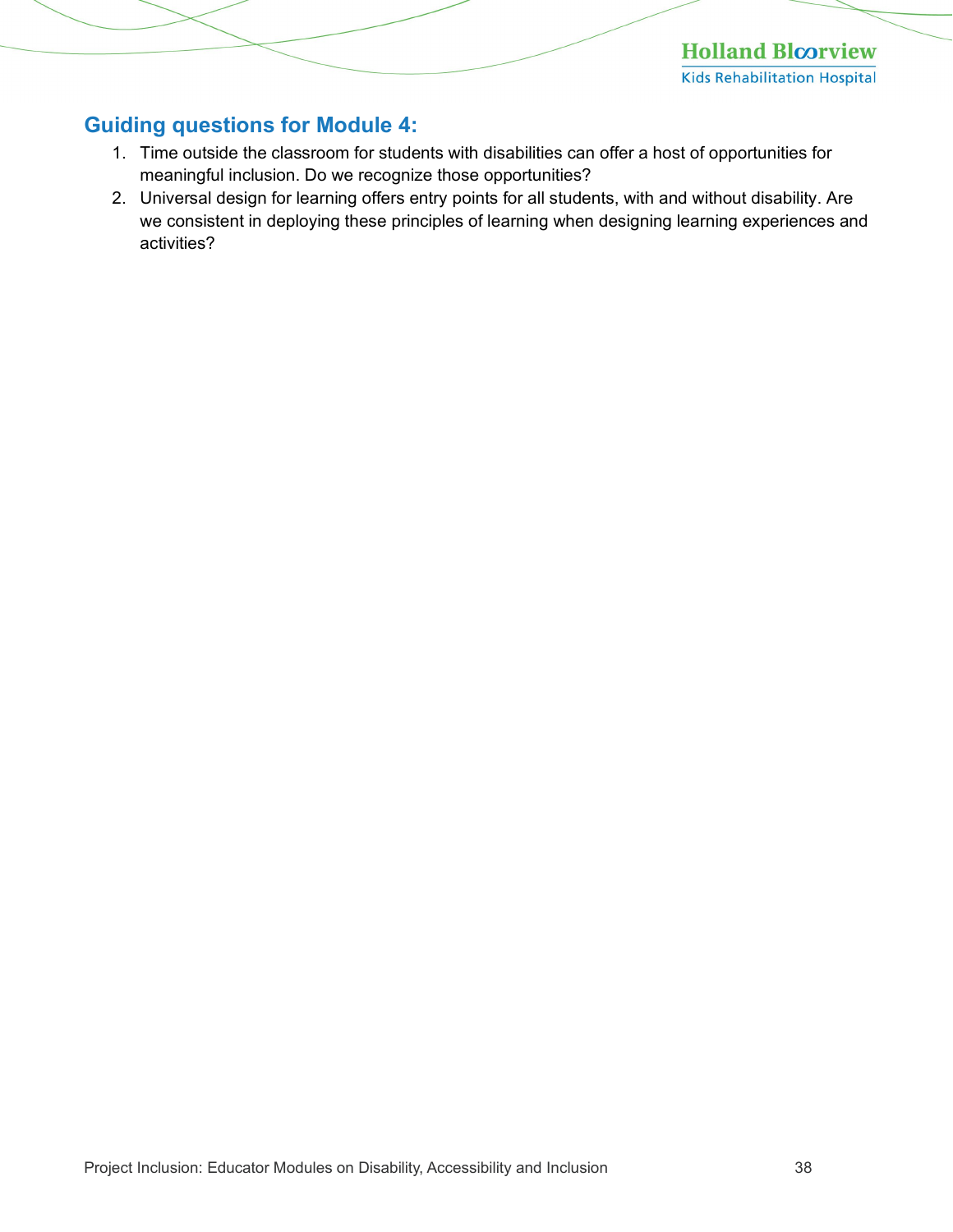## Guiding questions for Module 4:

1. Time outside the classroom for students with disabilities can offer a host of opportunities for meaningful inclusion. Do we recognize those opportunities?
2. Universal design for learning offers entry points for all students, with and without disability. Are we consistent in deploying these principles of learning when designing learning experiences and activities?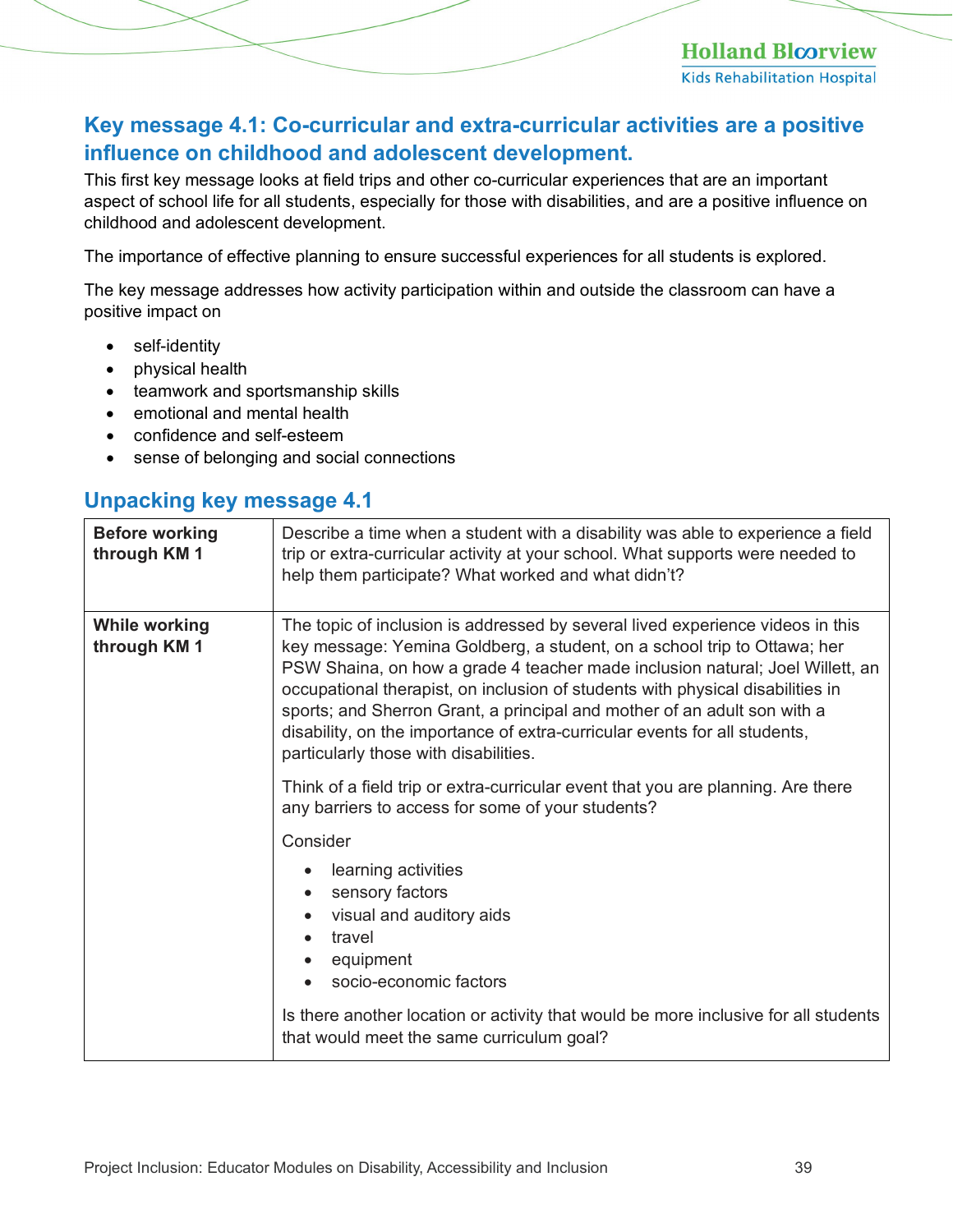## Key message 4.1: Co-curricular and extra-curricular activities are a positive influence on childhood and adolescent development.

This first key message looks at field trips and other co-curricular experiences that are an important aspect of school life for all students, especially for those with disabilities, and are a positive influence on childhood and adolescent development.

The importance of effective planning to ensure successful experiences for all students is explored.

The key message addresses how activity participation within and outside the classroom can have a positive impact on

- self-identity
- physical health
- teamwork and sportsmanship skills
- emotional and mental health
- confidence and self-esteem
- sense of belonging and social connections

## Unpacking key message 4.1

| | |
|---|---|
| **Before working through KM 1** | Describe a time when a student with a disability was able to experience a field trip or extra-curricular activity at your school. What supports were needed to help them participate? What worked and what didn't? |
| **While working through KM 1** | The topic of inclusion is addressed by several lived experience videos in this key message: Yemina Goldberg, a student, on a school trip to Ottawa; her PSW Shaina, on how a grade 4 teacher made inclusion natural; Joel Willett, an occupational therapist, on inclusion of students with physical disabilities in sports; and Sherron Grant, a principal and mother of an adult son with a disability, on the importance of extra-curricular events for all students, particularly those with disabilities.<br><br>Think of a field trip or extra-curricular event that you are planning. Are there any barriers to access for some of your students?<br><br>Consider<br>• learning activities<br>• sensory factors<br>• visual and auditory aids<br>• travel<br>• equipment<br>• socio-economic factors<br><br>Is there another location or activity that would be more inclusive for all students that would meet the same curriculum goal? |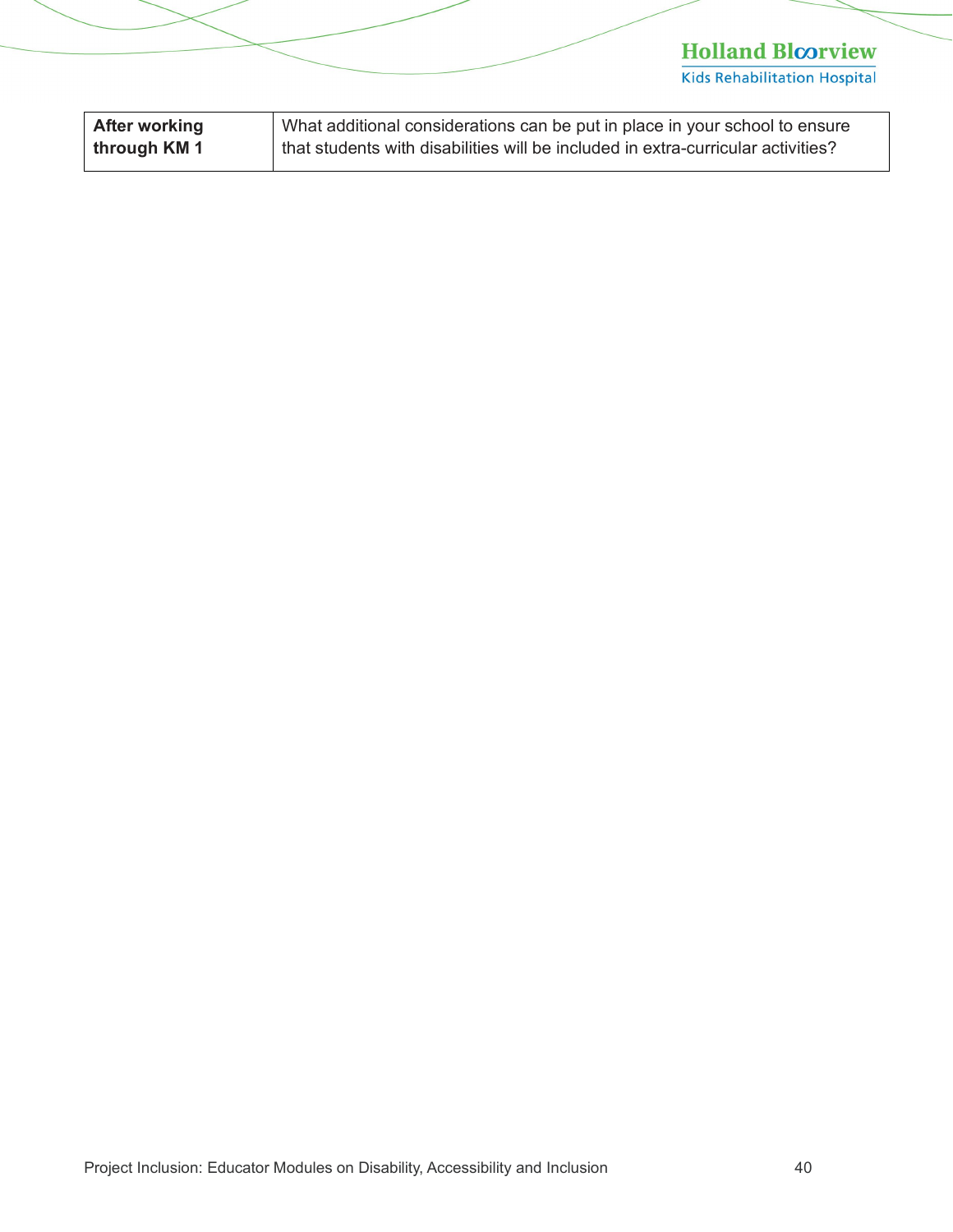| After working through KM 1 | What additional considerations can be put in place in your school to ensure that students with disabilities will be included in extra-curricular activities? |
|---|---|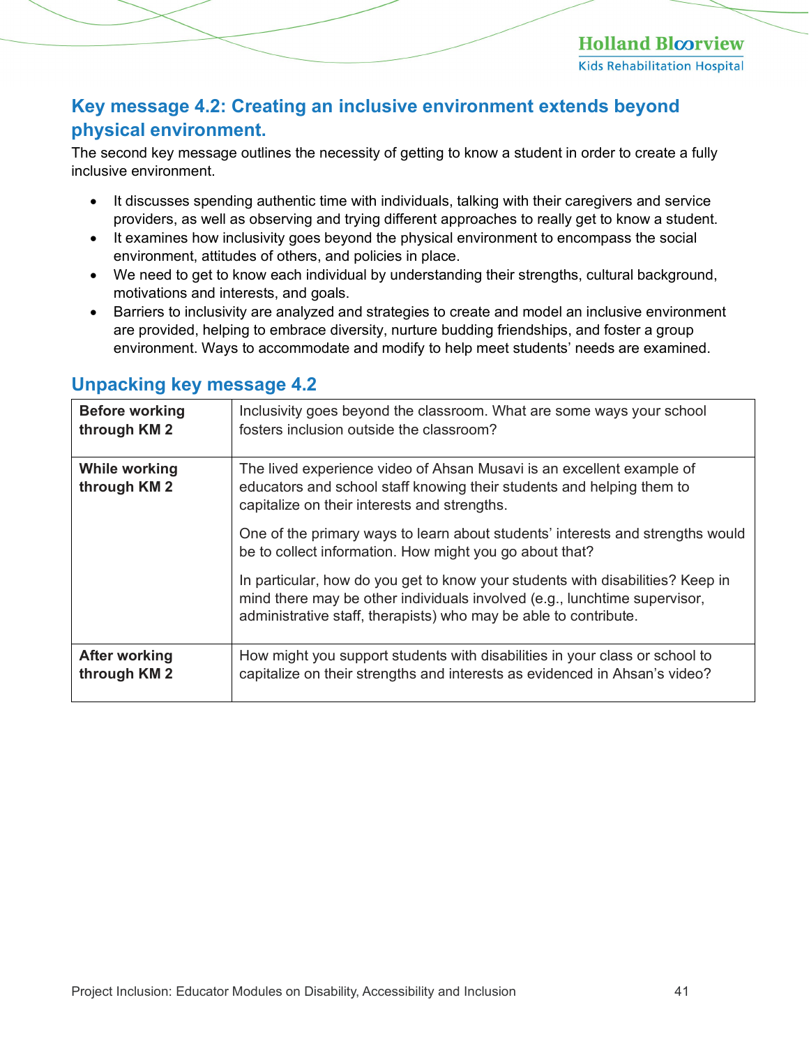## Key message 4.2: Creating an inclusive environment extends beyond physical environment.

The second key message outlines the necessity of getting to know a student in order to create a fully inclusive environment.

- It discusses spending authentic time with individuals, talking with their caregivers and service providers, as well as observing and trying different approaches to really get to know a student.
- It examines how inclusivity goes beyond the physical environment to encompass the social environment, attitudes of others, and policies in place.
- We need to get to know each individual by understanding their strengths, cultural background, motivations and interests, and goals.
- Barriers to inclusivity are analyzed and strategies to create and model an inclusive environment are provided, helping to embrace diversity, nurture budding friendships, and foster a group environment. Ways to accommodate and modify to help meet students' needs are examined.

## Unpacking key message 4.2

| | |
|---|---|
| **Before working through KM 2** | Inclusivity goes beyond the classroom. What are some ways your school fosters inclusion outside the classroom? |
| **While working through KM 2** | The lived experience video of Ahsan Musavi is an excellent example of educators and school staff knowing their students and helping them to capitalize on their interests and strengths.<br><br>One of the primary ways to learn about students' interests and strengths would be to collect information. How might you go about that?<br><br>In particular, how do you get to know your students with disabilities? Keep in mind there may be other individuals involved (e.g., lunchtime supervisor, administrative staff, therapists) who may be able to contribute. |
| **After working through KM 2** | How might you support students with disabilities in your class or school to capitalize on their strengths and interests as evidenced in Ahsan's video? |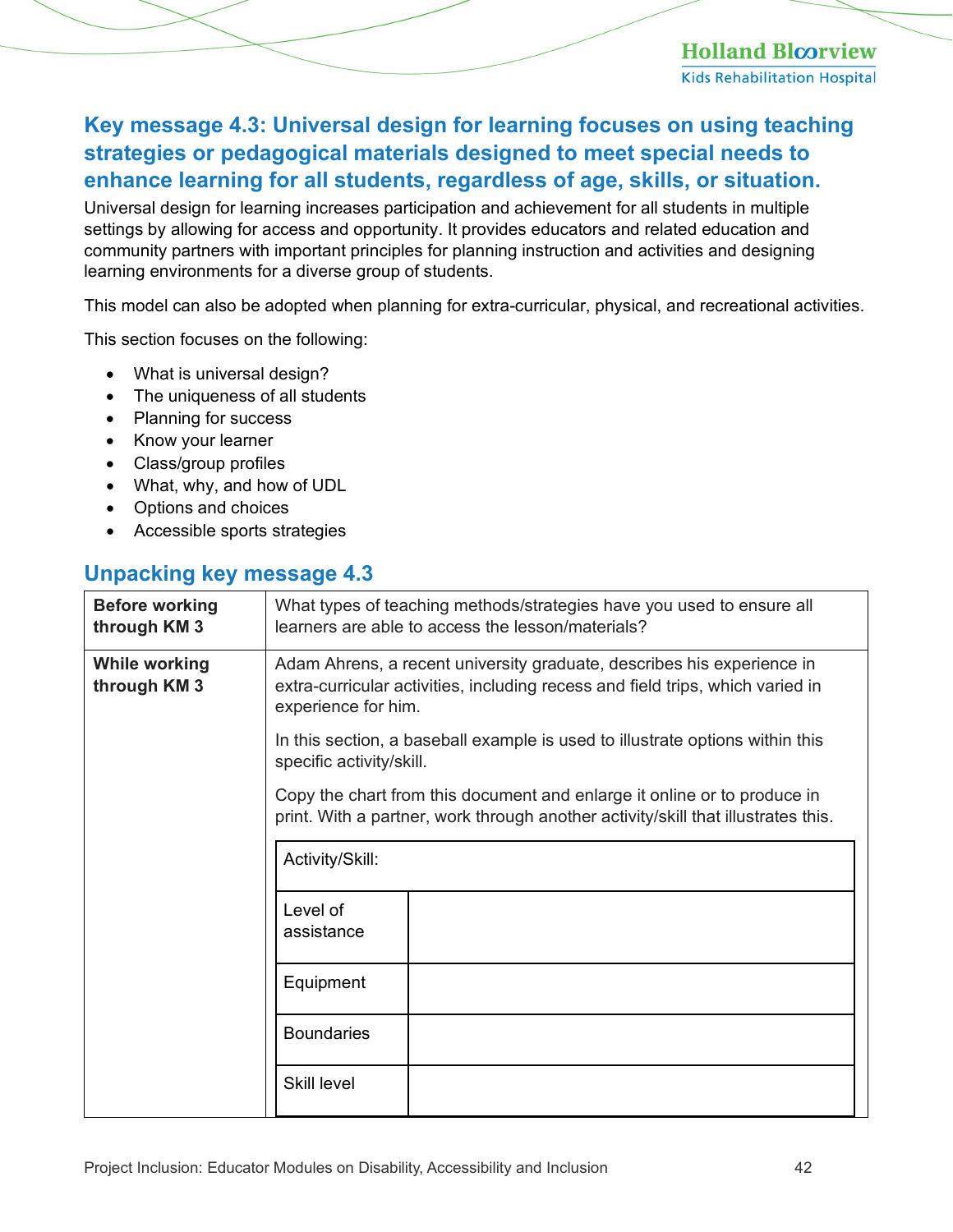## Key message 4.3: Universal design for learning focuses on using teaching strategies or pedagogical materials designed to meet special needs to enhance learning for all students, regardless of age, skills, or situation.

Universal design for learning increases participation and achievement for all students in multiple settings by allowing for access and opportunity. It provides educators and related education and community partners with important principles for planning instruction and activities and designing learning environments for a diverse group of students.

This model can also be adopted when planning for extra-curricular, physical, and recreational activities.

This section focuses on the following:

- What is universal design?
- The uniqueness of all students
- Planning for success
- Know your learner
- Class/group profiles
- What, why, and how of UDL
- Options and choices
- Accessible sports strategies

## Unpacking key message 4.3

| | |
|---|---|
| **Before working through KM 3** | What types of teaching methods/strategies have you used to ensure all learners are able to access the lesson/materials? |
| **While working through KM 3** | Adam Ahrens, a recent university graduate, describes his experience in extra-curricular activities, including recess and field trips, which varied in experience for him.<br><br>In this section, a baseball example is used to illustrate options within this specific activity/skill.<br><br>Copy the chart from this document and enlarge it online or to produce in print. With a partner, work through another activity/skill that illustrates this. |

| Activity/Skill: | |
|---|---|
| Level of assistance | |
| Equipment | |
| Boundaries | |
| Skill level | |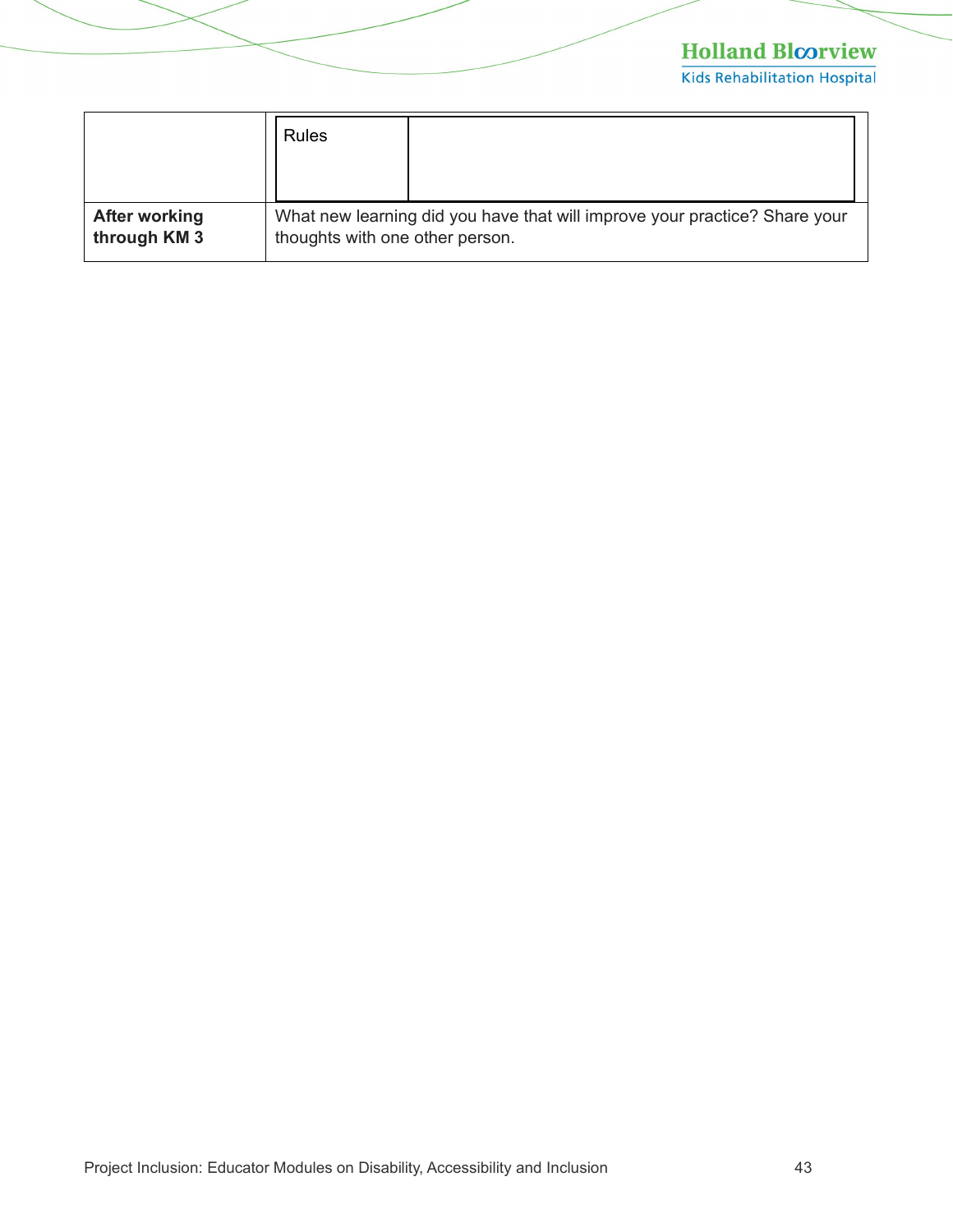| | |
|---|---|
| | Rules \| |
| **After working through KM 3** | What new learning did you have that will improve your practice? Share your thoughts with one other person. |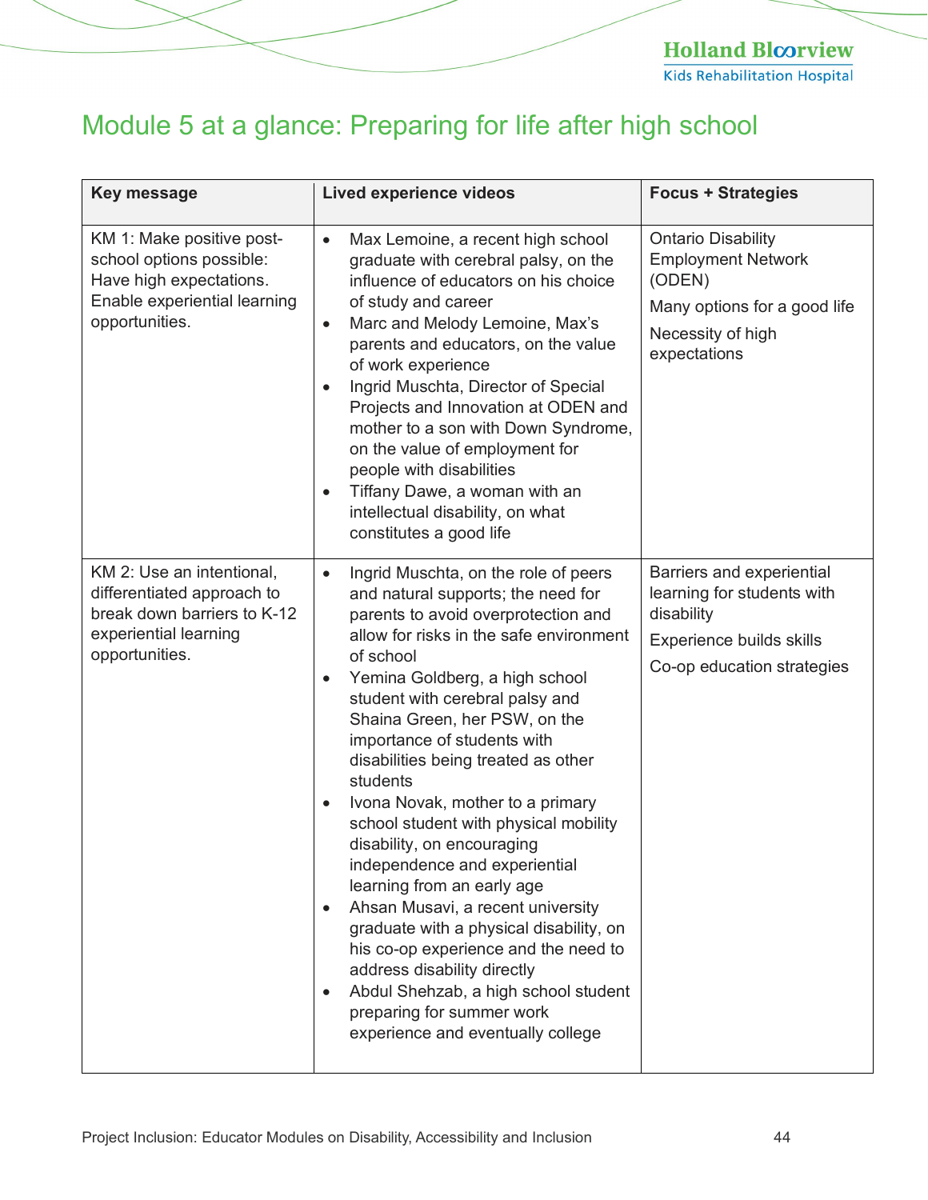# Module 5 at a glance: Preparing for life after high school

| Key message | Lived experience videos | Focus + Strategies |
|---|---|---|
| KM 1: Make positive post-school options possible: Have high expectations. Enable experiential learning opportunities. | • Max Lemoine, a recent high school graduate with cerebral palsy, on the influence of educators on his choice of study and career<br>• Marc and Melody Lemoine, Max's parents and educators, on the value of work experience<br>• Ingrid Muschta, Director of Special Projects and Innovation at ODEN and mother to a son with Down Syndrome, on the value of employment for people with disabilities<br>• Tiffany Dawe, a woman with an intellectual disability, on what constitutes a good life | Ontario Disability Employment Network (ODEN)<br>Many options for a good life<br>Necessity of high expectations |
| KM 2: Use an intentional, differentiated approach to break down barriers to K-12 experiential learning opportunities. | • Ingrid Muschta, on the role of peers and natural supports; the need for parents to avoid overprotection and allow for risks in the safe environment of school<br>• Yemina Goldberg, a high school student with cerebral palsy and Shaina Green, her PSW, on the importance of students with disabilities being treated as other students<br>• Ivona Novak, mother to a primary school student with physical mobility disability, on encouraging independence and experiential learning from an early age<br>• Ahsan Musavi, a recent university graduate with a physical disability, on his co-op experience and the need to address disability directly<br>• Abdul Shehzab, a high school student preparing for summer work experience and eventually college | Barriers and experiential learning for students with disability<br>Experience builds skills<br>Co-op education strategies |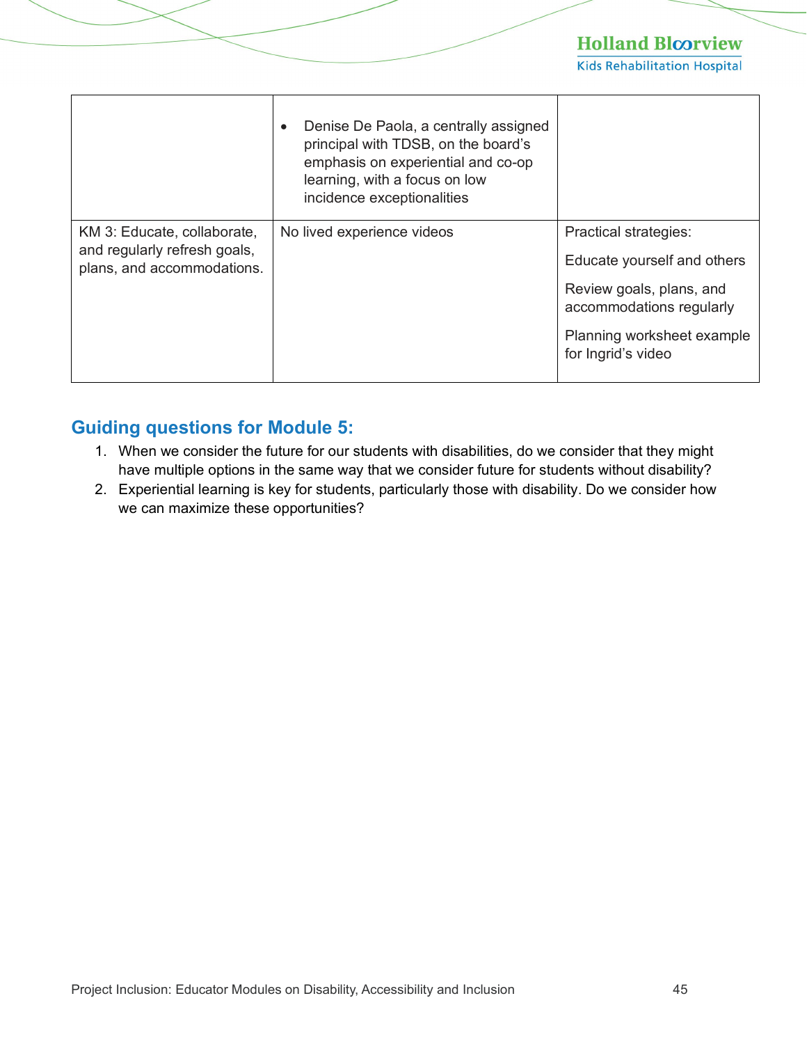|  |  |  |
|---|---|---|
|  | • Denise De Paola, a centrally assigned principal with TDSB, on the board's emphasis on experiential and co-op learning, with a focus on low incidence exceptionalities |  |
| KM 3: Educate, collaborate, and regularly refresh goals, plans, and accommodations. | No lived experience videos | Practical strategies:<br><br>Educate yourself and others<br><br>Review goals, plans, and accommodations regularly<br><br>Planning worksheet example for Ingrid's video |

## Guiding questions for Module 5:

1. When we consider the future for our students with disabilities, do we consider that they might have multiple options in the same way that we consider future for students without disability?
2. Experiential learning is key for students, particularly those with disability. Do we consider how we can maximize these opportunities?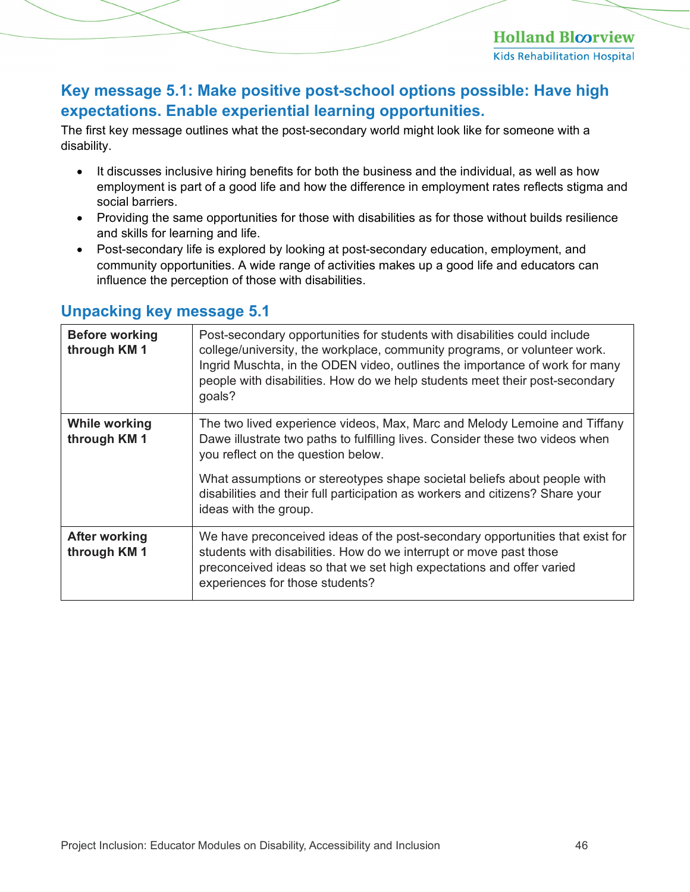## Key message 5.1: Make positive post-school options possible: Have high expectations. Enable experiential learning opportunities.

The first key message outlines what the post-secondary world might look like for someone with a disability.

- It discusses inclusive hiring benefits for both the business and the individual, as well as how employment is part of a good life and how the difference in employment rates reflects stigma and social barriers.
- Providing the same opportunities for those with disabilities as for those without builds resilience and skills for learning and life.
- Post-secondary life is explored by looking at post-secondary education, employment, and community opportunities. A wide range of activities makes up a good life and educators can influence the perception of those with disabilities.

## Unpacking key message 5.1

| | |
|---|---|
| **Before working through KM 1** | Post-secondary opportunities for students with disabilities could include college/university, the workplace, community programs, or volunteer work. Ingrid Muschta, in the ODEN video, outlines the importance of work for many people with disabilities. How do we help students meet their post-secondary goals? |
| **While working through KM 1** | The two lived experience videos, Max, Marc and Melody Lemoine and Tiffany Dawe illustrate two paths to fulfilling lives. Consider these two videos when you reflect on the question below.<br><br>What assumptions or stereotypes shape societal beliefs about people with disabilities and their full participation as workers and citizens? Share your ideas with the group. |
| **After working through KM 1** | We have preconceived ideas of the post-secondary opportunities that exist for students with disabilities. How do we interrupt or move past those preconceived ideas so that we set high expectations and offer varied experiences for those students? |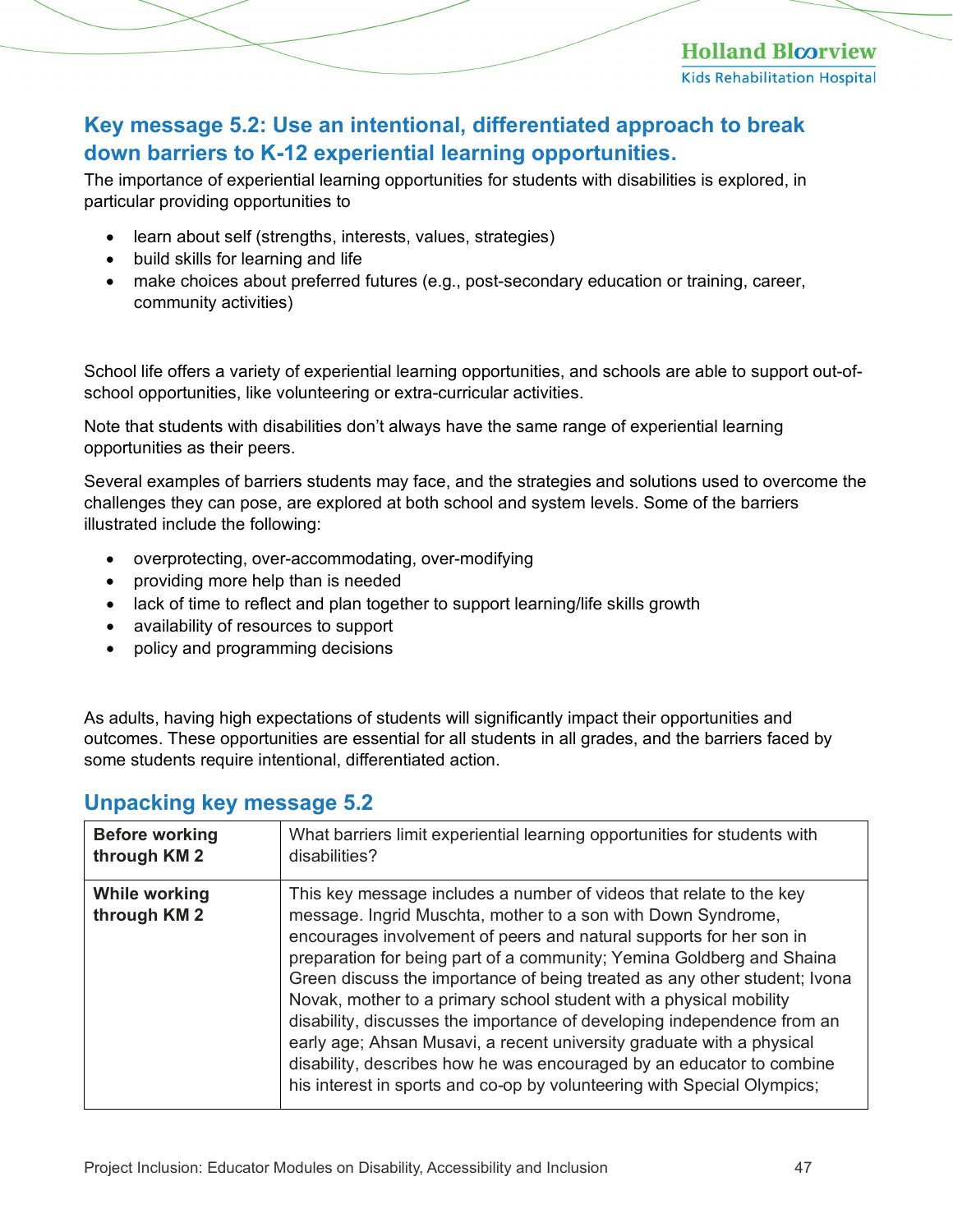## Key message 5.2: Use an intentional, differentiated approach to break down barriers to K-12 experiential learning opportunities.

The importance of experiential learning opportunities for students with disabilities is explored, in particular providing opportunities to

- learn about self (strengths, interests, values, strategies)
- build skills for learning and life
- make choices about preferred futures (e.g., post-secondary education or training, career, community activities)

School life offers a variety of experiential learning opportunities, and schools are able to support out-of-school opportunities, like volunteering or extra-curricular activities.

Note that students with disabilities don't always have the same range of experiential learning opportunities as their peers.

Several examples of barriers students may face, and the strategies and solutions used to overcome the challenges they can pose, are explored at both school and system levels. Some of the barriers illustrated include the following:

- overprotecting, over-accommodating, over-modifying
- providing more help than is needed
- lack of time to reflect and plan together to support learning/life skills growth
- availability of resources to support
- policy and programming decisions

As adults, having high expectations of students will significantly impact their opportunities and outcomes. These opportunities are essential for all students in all grades, and the barriers faced by some students require intentional, differentiated action.

## Unpacking key message 5.2

| | |
|---|---|
| **Before working through KM 2** | What barriers limit experiential learning opportunities for students with disabilities? |
| **While working through KM 2** | This key message includes a number of videos that relate to the key message. Ingrid Muschta, mother to a son with Down Syndrome, encourages involvement of peers and natural supports for her son in preparation for being part of a community; Yemina Goldberg and Shaina Green discuss the importance of being treated as any other student; Ivona Novak, mother to a primary school student with a physical mobility disability, discusses the importance of developing independence from an early age; Ahsan Musavi, a recent university graduate with a physical disability, describes how he was encouraged by an educator to combine his interest in sports and co-op by volunteering with Special Olympics; |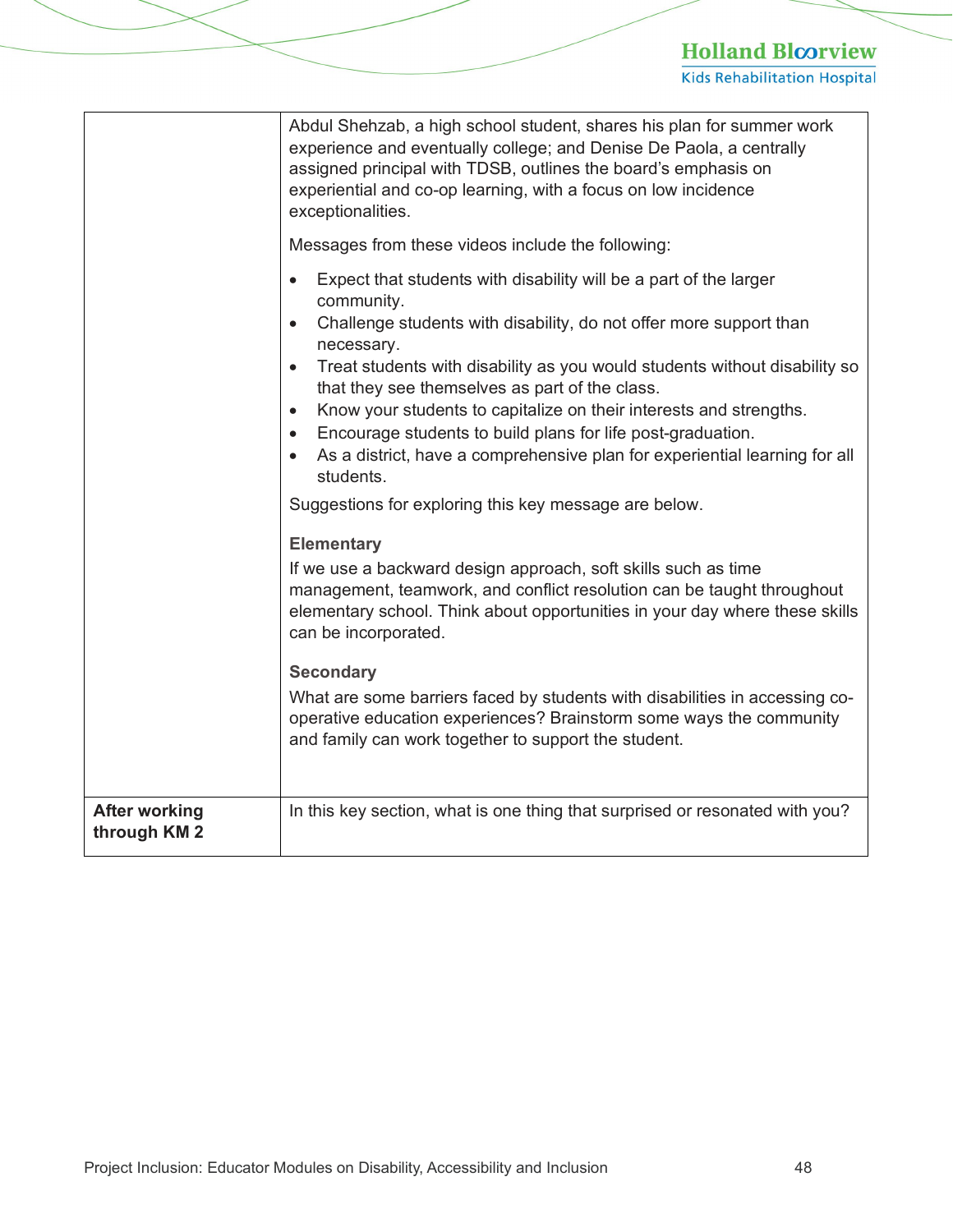| | |
|---|---|
| | Abdul Shehzab, a high school student, shares his plan for summer work experience and eventually college; and Denise De Paola, a centrally assigned principal with TDSB, outlines the board's emphasis on experiential and co-op learning, with a focus on low incidence exceptionalities.<br><br>Messages from these videos include the following:<br><br>• Expect that students with disability will be a part of the larger community.<br>• Challenge students with disability, do not offer more support than necessary.<br>• Treat students with disability as you would students without disability so that they see themselves as part of the class.<br>• Know your students to capitalize on their interests and strengths.<br>• Encourage students to build plans for life post-graduation.<br>• As a district, have a comprehensive plan for experiential learning for all students.<br><br>Suggestions for exploring this key message are below.<br><br>**Elementary**<br>If we use a backward design approach, soft skills such as time management, teamwork, and conflict resolution can be taught throughout elementary school. Think about opportunities in your day where these skills can be incorporated.<br><br>**Secondary**<br>What are some barriers faced by students with disabilities in accessing co-operative education experiences? Brainstorm some ways the community and family can work together to support the student. |
| **After working through KM 2** | In this key section, what is one thing that surprised or resonated with you? |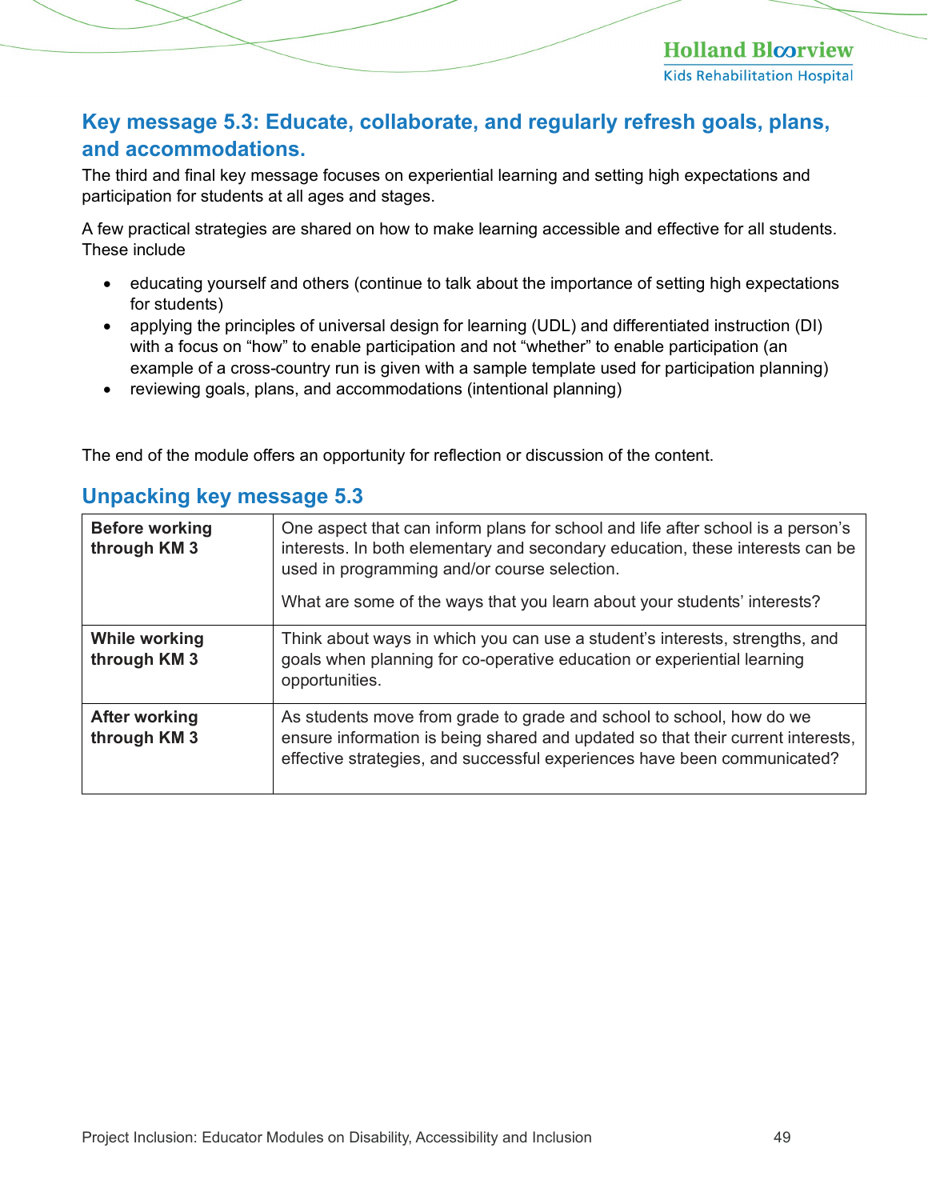## Key message 5.3: Educate, collaborate, and regularly refresh goals, plans, and accommodations.

The third and final key message focuses on experiential learning and setting high expectations and participation for students at all ages and stages.

A few practical strategies are shared on how to make learning accessible and effective for all students. These include

- educating yourself and others (continue to talk about the importance of setting high expectations for students)
- applying the principles of universal design for learning (UDL) and differentiated instruction (DI) with a focus on “how” to enable participation and not “whether” to enable participation (an example of a cross-country run is given with a sample template used for participation planning)
- reviewing goals, plans, and accommodations (intentional planning)

The end of the module offers an opportunity for reflection or discussion of the content.

## Unpacking key message 5.3

| | |
|---|---|
| **Before working through KM 3** | One aspect that can inform plans for school and life after school is a person’s interests. In both elementary and secondary education, these interests can be used in programming and/or course selection.<br><br>What are some of the ways that you learn about your students’ interests? |
| **While working through KM 3** | Think about ways in which you can use a student’s interests, strengths, and goals when planning for co-operative education or experiential learning opportunities. |
| **After working through KM 3** | As students move from grade to grade and school to school, how do we ensure information is being shared and updated so that their current interests, effective strategies, and successful experiences have been communicated? |